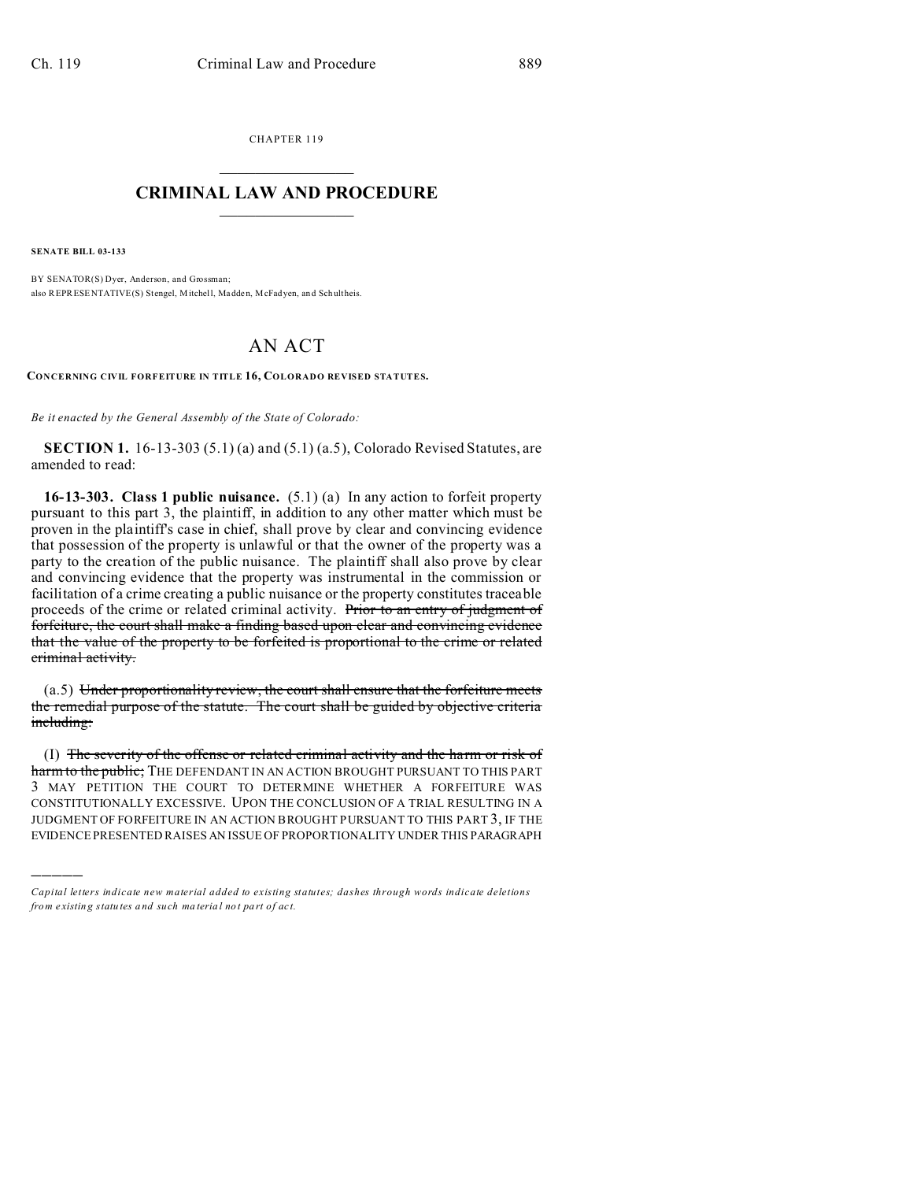CHAPTER 119

# CRIMINAL LAW AND PROCEDURE

**SENATE BILL 03-133**

BY SENATOR(S) Dyer, Anderson, and Grossman;
also REPRESENTATIVE(S) Stengel, Mitchell, Madden, McFadyen, and Schultheis.

# AN ACT

**CONCERNING CIVIL FORFEITURE IN TITLE 16, COLORADO REVISED STATUTES.**

*Be it enacted by the General Assembly of the State of Colorado:*

**SECTION 1.** 16-13-303 (5.1) (a) and (5.1) (a.5), Colorado Revised Statutes, are amended to read:

**16-13-303. Class 1 public nuisance.** (5.1) (a) In any action to forfeit property pursuant to this part 3, the plaintiff, in addition to any other matter which must be proven in the plaintiff's case in chief, shall prove by clear and convincing evidence that possession of the property is unlawful or that the owner of the property was a party to the creation of the public nuisance. The plaintiff shall also prove by clear and convincing evidence that the property was instrumental in the commission or facilitation of a crime creating a public nuisance or the property constitutes traceable proceeds of the crime or related criminal activity. ~~Prior to an entry of judgment of forfeiture, the court shall make a finding based upon clear and convincing evidence that the value of the property to be forfeited is proportional to the crime or related criminal activity.~~

(a.5) ~~Under proportionality review, the court shall ensure that the forfeiture meets the remedial purpose of the statute. The court shall be guided by objective criteria including:~~

(I) ~~The severity of the offense or related criminal activity and the harm or risk of harm to the public;~~ THE DEFENDANT IN AN ACTION BROUGHT PURSUANT TO THIS PART 3 MAY PETITION THE COURT TO DETERMINE WHETHER A FORFEITURE WAS CONSTITUTIONALLY EXCESSIVE. UPON THE CONCLUSION OF A TRIAL RESULTING IN A JUDGMENT OF FORFEITURE IN AN ACTION BROUGHT PURSUANT TO THIS PART 3, IF THE EVIDENCE PRESENTED RAISES AN ISSUE OF PROPORTIONALITY UNDER THIS PARAGRAPH

---

*Capital letters indicate new material added to existing statutes; dashes through words indicate deletions from existing statutes and such material not part of act.*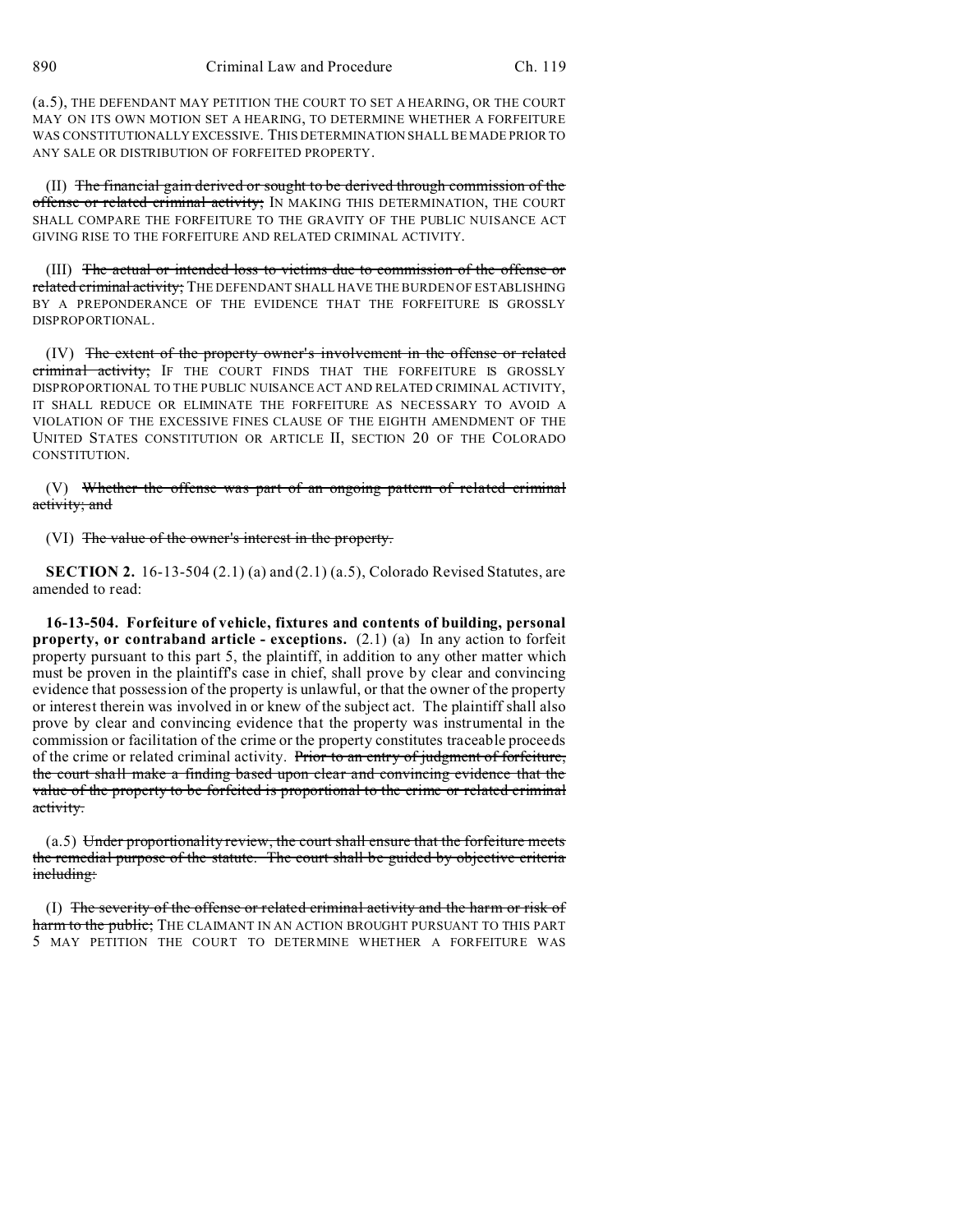(a.5), THE DEFENDANT MAY PETITION THE COURT TO SET A HEARING, OR THE COURT MAY ON ITS OWN MOTION SET A HEARING, TO DETERMINE WHETHER A FORFEITURE WAS CONSTITUTIONALLY EXCESSIVE. THIS DETERMINATION SHALL BE MADE PRIOR TO ANY SALE OR DISTRIBUTION OF FORFEITED PROPERTY.

(II) ~~The financial gain derived or sought to be derived through commission of the offense or related criminal activity;~~ IN MAKING THIS DETERMINATION, THE COURT SHALL COMPARE THE FORFEITURE TO THE GRAVITY OF THE PUBLIC NUISANCE ACT GIVING RISE TO THE FORFEITURE AND RELATED CRIMINAL ACTIVITY.

(III) ~~The actual or intended loss to victims due to commission of the offense or related criminal activity;~~ THE DEFENDANT SHALL HAVE THE BURDEN OF ESTABLISHING BY A PREPONDERANCE OF THE EVIDENCE THAT THE FORFEITURE IS GROSSLY DISPROPORTIONAL.

(IV) ~~The extent of the property owner's involvement in the offense or related criminal activity;~~ IF THE COURT FINDS THAT THE FORFEITURE IS GROSSLY DISPROPORTIONAL TO THE PUBLIC NUISANCE ACT AND RELATED CRIMINAL ACTIVITY, IT SHALL REDUCE OR ELIMINATE THE FORFEITURE AS NECESSARY TO AVOID A VIOLATION OF THE EXCESSIVE FINES CLAUSE OF THE EIGHTH AMENDMENT OF THE UNITED STATES CONSTITUTION OR ARTICLE II, SECTION 20 OF THE COLORADO CONSTITUTION.

(V) ~~Whether the offense was part of an ongoing pattern of related criminal activity; and~~

(VI) ~~The value of the owner's interest in the property.~~

**SECTION 2.** 16-13-504 (2.1) (a) and (2.1) (a.5), Colorado Revised Statutes, are amended to read:

**16-13-504. Forfeiture of vehicle, fixtures and contents of building, personal property, or contraband article - exceptions.** (2.1) (a) In any action to forfeit property pursuant to this part 5, the plaintiff, in addition to any other matter which must be proven in the plaintiff's case in chief, shall prove by clear and convincing evidence that possession of the property is unlawful, or that the owner of the property or interest therein was involved in or knew of the subject act. The plaintiff shall also prove by clear and convincing evidence that the property was instrumental in the commission or facilitation of the crime or the property constitutes traceable proceeds of the crime or related criminal activity. ~~Prior to an entry of judgment of forfeiture, the court shall make a finding based upon clear and convincing evidence that the value of the property to be forfeited is proportional to the crime or related criminal activity.~~

(a.5) ~~Under proportionality review, the court shall ensure that the forfeiture meets the remedial purpose of the statute. The court shall be guided by objective criteria including:~~

(I) ~~The severity of the offense or related criminal activity and the harm or risk of harm to the public;~~ THE CLAIMANT IN AN ACTION BROUGHT PURSUANT TO THIS PART 5 MAY PETITION THE COURT TO DETERMINE WHETHER A FORFEITURE WAS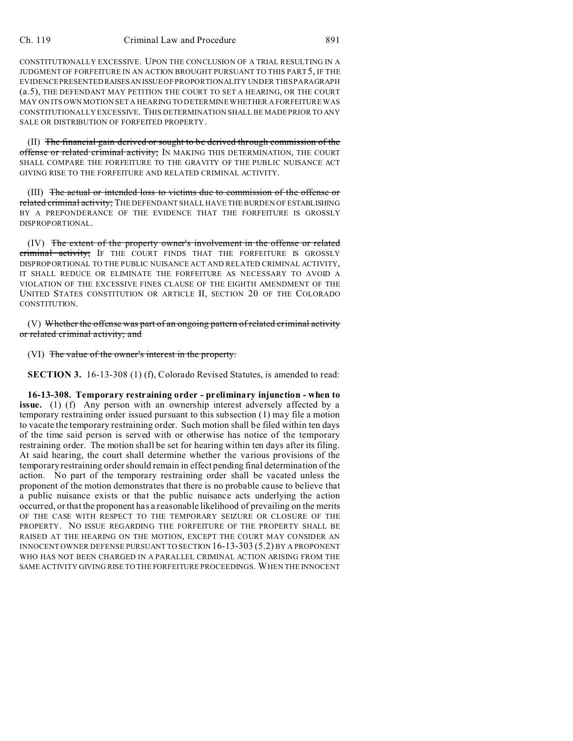CONSTITUTIONALLY EXCESSIVE. UPON THE CONCLUSION OF A TRIAL RESULTING IN A JUDGMENT OF FORFEITURE IN AN ACTION BROUGHT PURSUANT TO THIS PART 5, IF THE EVIDENCE PRESENTED RAISES AN ISSUE OF PROPORTIONALITY UNDER THIS PARAGRAPH (a.5), THE DEFENDANT MAY PETITION THE COURT TO SET A HEARING, OR THE COURT MAY ON ITS OWN MOTION SET A HEARING TO DETERMINE WHETHER A FORFEITURE WAS CONSTITUTIONALLY EXCESSIVE. THIS DETERMINATION SHALL BE MADE PRIOR TO ANY SALE OR DISTRIBUTION OF FORFEITED PROPERTY.

(II) ~~The financial gain derived or sought to be derived through commission of the offense or related criminal activity;~~ IN MAKING THIS DETERMINATION, THE COURT SHALL COMPARE THE FORFEITURE TO THE GRAVITY OF THE PUBLIC NUISANCE ACT GIVING RISE TO THE FORFEITURE AND RELATED CRIMINAL ACTIVITY.

(III) ~~The actual or intended loss to victims due to commission of the offense or related criminal activity;~~ THE DEFENDANT SHALL HAVE THE BURDEN OF ESTABLISHING BY A PREPONDERANCE OF THE EVIDENCE THAT THE FORFEITURE IS GROSSLY DISPROPORTIONAL.

(IV) ~~The extent of the property owner's involvement in the offense or related criminal activity;~~ IF THE COURT FINDS THAT THE FORFEITURE IS GROSSLY DISPROPORTIONAL TO THE PUBLIC NUISANCE ACT AND RELATED CRIMINAL ACTIVITY, IT SHALL REDUCE OR ELIMINATE THE FORFEITURE AS NECESSARY TO AVOID A VIOLATION OF THE EXCESSIVE FINES CLAUSE OF THE EIGHTH AMENDMENT OF THE UNITED STATES CONSTITUTION OR ARTICLE II, SECTION 20 OF THE COLORADO CONSTITUTION.

(V) ~~Whether the offense was part of an ongoing pattern of related criminal activity or related criminal activity; and~~

(VI) ~~The value of the owner's interest in the property.~~

**SECTION 3.** 16-13-308 (1) (f), Colorado Revised Statutes, is amended to read:

**16-13-308. Temporary restraining order - preliminary injunction - when to issue.** (1) (f) Any person with an ownership interest adversely affected by a temporary restraining order issued pursuant to this subsection (1) may file a motion to vacate the temporary restraining order. Such motion shall be filed within ten days of the time said person is served with or otherwise has notice of the temporary restraining order. The motion shall be set for hearing within ten days after its filing. At said hearing, the court shall determine whether the various provisions of the temporary restraining order should remain in effect pending final determination of the action. No part of the temporary restraining order shall be vacated unless the proponent of the motion demonstrates that there is no probable cause to believe that a public nuisance exists or that the public nuisance acts underlying the action occurred, or that the proponent has a reasonable likelihood of prevailing on the merits OF THE CASE WITH RESPECT TO THE TEMPORARY SEIZURE OR CLOSURE OF THE PROPERTY. NO ISSUE REGARDING THE FORFEITURE OF THE PROPERTY SHALL BE RAISED AT THE HEARING ON THE MOTION, EXCEPT THE COURT MAY CONSIDER AN INNOCENT OWNER DEFENSE PURSUANT TO SECTION 16-13-303 (5.2) BY A PROPONENT WHO HAS NOT BEEN CHARGED IN A PARALLEL CRIMINAL ACTION ARISING FROM THE SAME ACTIVITY GIVING RISE TO THE FORFEITURE PROCEEDINGS. WHEN THE INNOCENT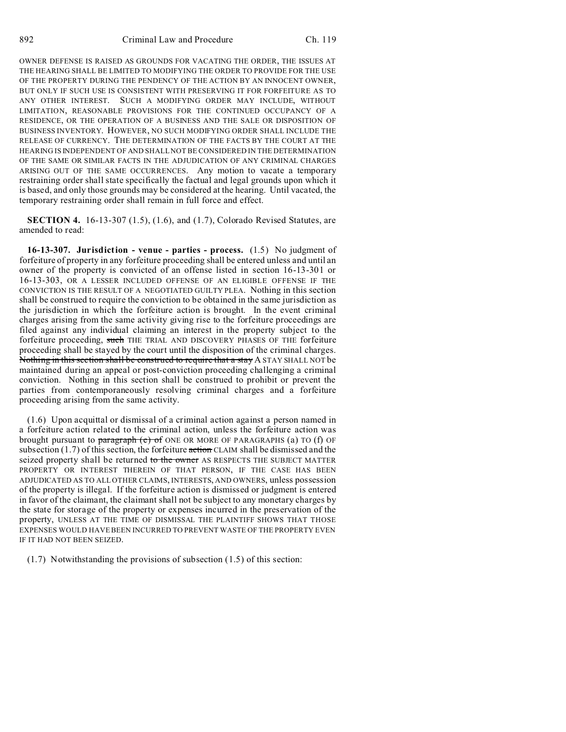OWNER DEFENSE IS RAISED AS GROUNDS FOR VACATING THE ORDER, THE ISSUES AT THE HEARING SHALL BE LIMITED TO MODIFYING THE ORDER TO PROVIDE FOR THE USE OF THE PROPERTY DURING THE PENDENCY OF THE ACTION BY AN INNOCENT OWNER, BUT ONLY IF SUCH USE IS CONSISTENT WITH PRESERVING IT FOR FORFEITURE AS TO ANY OTHER INTEREST. SUCH A MODIFYING ORDER MAY INCLUDE, WITHOUT LIMITATION, REASONABLE PROVISIONS FOR THE CONTINUED OCCUPANCY OF A RESIDENCE, OR THE OPERATION OF A BUSINESS AND THE SALE OR DISPOSITION OF BUSINESS INVENTORY. HOWEVER, NO SUCH MODIFYING ORDER SHALL INCLUDE THE RELEASE OF CURRENCY. THE DETERMINATION OF THE FACTS BY THE COURT AT THE HEARING IS INDEPENDENT OF AND SHALL NOT BE CONSIDERED IN THE DETERMINATION OF THE SAME OR SIMILAR FACTS IN THE ADJUDICATION OF ANY CRIMINAL CHARGES ARISING OUT OF THE SAME OCCURRENCES. Any motion to vacate a temporary restraining order shall state specifically the factual and legal grounds upon which it is based, and only those grounds may be considered at the hearing. Until vacated, the temporary restraining order shall remain in full force and effect.

**SECTION 4.** 16-13-307 (1.5), (1.6), and (1.7), Colorado Revised Statutes, are amended to read:

**16-13-307. Jurisdiction - venue - parties - process.** (1.5) No judgment of forfeiture of property in any forfeiture proceeding shall be entered unless and until an owner of the property is convicted of an offense listed in section 16-13-301 or 16-13-303, OR A LESSER INCLUDED OFFENSE OF AN ELIGIBLE OFFENSE IF THE CONVICTION IS THE RESULT OF A NEGOTIATED GUILTY PLEA. Nothing in this section shall be construed to require the conviction to be obtained in the same jurisdiction as the jurisdiction in which the forfeiture action is brought. In the event criminal charges arising from the same activity giving rise to the forfeiture proceedings are filed against any individual claiming an interest in the property subject to the forfeiture proceeding, ~~such~~ THE TRIAL AND DISCOVERY PHASES OF THE forfeiture proceeding shall be stayed by the court until the disposition of the criminal charges. ~~Nothing in this section shall be construed to require that a stay~~ A STAY SHALL NOT be maintained during an appeal or post-conviction proceeding challenging a criminal conviction. Nothing in this section shall be construed to prohibit or prevent the parties from contemporaneously resolving criminal charges and a forfeiture proceeding arising from the same activity.

(1.6) Upon acquittal or dismissal of a criminal action against a person named in a forfeiture action related to the criminal action, unless the forfeiture action was brought pursuant to ~~paragraph (c) of~~ ONE OR MORE OF PARAGRAPHS (a) TO (f) OF subsection (1.7) of this section, the forfeiture ~~action~~ CLAIM shall be dismissed and the seized property shall be returned ~~to the owner~~ AS RESPECTS THE SUBJECT MATTER PROPERTY OR INTEREST THEREIN OF THAT PERSON, IF THE CASE HAS BEEN ADJUDICATED AS TO ALL OTHER CLAIMS, INTERESTS, AND OWNERS, unless possession of the property is illegal. If the forfeiture action is dismissed or judgment is entered in favor of the claimant, the claimant shall not be subject to any monetary charges by the state for storage of the property or expenses incurred in the preservation of the property, UNLESS AT THE TIME OF DISMISSAL THE PLAINTIFF SHOWS THAT THOSE EXPENSES WOULD HAVE BEEN INCURRED TO PREVENT WASTE OF THE PROPERTY EVEN IF IT HAD NOT BEEN SEIZED.

(1.7) Notwithstanding the provisions of subsection (1.5) of this section: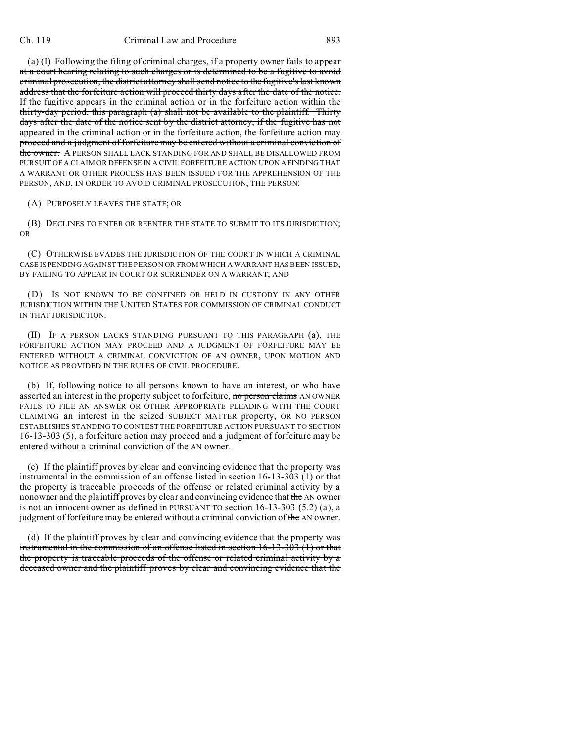(a) (I) ~~Following the filing of criminal charges, if a property owner fails to appear at a court hearing relating to such charges or is determined to be a fugitive to avoid criminal prosecution, the district attorney shall send notice to the fugitive's last known address that the forfeiture action will proceed thirty days after the date of the notice. If the fugitive appears in the criminal action or in the forfeiture action within the thirty-day period, this paragraph (a) shall not be available to the plaintiff. Thirty days after the date of the notice sent by the district attorney, if the fugitive has not appeared in the criminal action or in the forfeiture action, the forfeiture action may proceed and a judgment of forfeiture may be entered without a criminal conviction of the owner.~~ A PERSON SHALL LACK STANDING FOR AND SHALL BE DISALLOWED FROM PURSUIT OF A CLAIM OR DEFENSE IN A CIVIL FORFEITURE ACTION UPON A FINDING THAT A WARRANT OR OTHER PROCESS HAS BEEN ISSUED FOR THE APPREHENSION OF THE PERSON, AND, IN ORDER TO AVOID CRIMINAL PROSECUTION, THE PERSON:

(A) PURPOSELY LEAVES THE STATE; OR

(B) DECLINES TO ENTER OR REENTER THE STATE TO SUBMIT TO ITS JURISDICTION; OR

(C) OTHERWISE EVADES THE JURISDICTION OF THE COURT IN WHICH A CRIMINAL CASE IS PENDING AGAINST THE PERSON OR FROM WHICH A WARRANT HAS BEEN ISSUED, BY FAILING TO APPEAR IN COURT OR SURRENDER ON A WARRANT; AND

(D) IS NOT KNOWN TO BE CONFINED OR HELD IN CUSTODY IN ANY OTHER JURISDICTION WITHIN THE UNITED STATES FOR COMMISSION OF CRIMINAL CONDUCT IN THAT JURISDICTION.

(II) IF A PERSON LACKS STANDING PURSUANT TO THIS PARAGRAPH (a), THE FORFEITURE ACTION MAY PROCEED AND A JUDGMENT OF FORFEITURE MAY BE ENTERED WITHOUT A CRIMINAL CONVICTION OF AN OWNER, UPON MOTION AND NOTICE AS PROVIDED IN THE RULES OF CIVIL PROCEDURE.

(b) If, following notice to all persons known to have an interest, or who have asserted an interest in the property subject to forfeiture, ~~no person claims~~ AN OWNER FAILS TO FILE AN ANSWER OR OTHER APPROPRIATE PLEADING WITH THE COURT CLAIMING an interest in the ~~seized~~ SUBJECT MATTER property, OR NO PERSON ESTABLISHES STANDING TO CONTEST THE FORFEITURE ACTION PURSUANT TO SECTION 16-13-303 (5), a forfeiture action may proceed and a judgment of forfeiture may be entered without a criminal conviction of ~~the~~ AN owner.

(c) If the plaintiff proves by clear and convincing evidence that the property was instrumental in the commission of an offense listed in section 16-13-303 (1) or that the property is traceable proceeds of the offense or related criminal activity by a nonowner and the plaintiff proves by clear and convincing evidence that ~~the~~ AN owner is not an innocent owner ~~as defined in~~ PURSUANT TO section 16-13-303 (5.2) (a), a judgment of forfeiture may be entered without a criminal conviction of ~~the~~ AN owner.

(d) ~~If the plaintiff proves by clear and convincing evidence that the property was instrumental in the commission of an offense listed in section 16-13-303 (1) or that the property is traceable proceeds of the offense or related criminal activity by a deceased owner and the plaintiff proves by clear and convincing evidence that the~~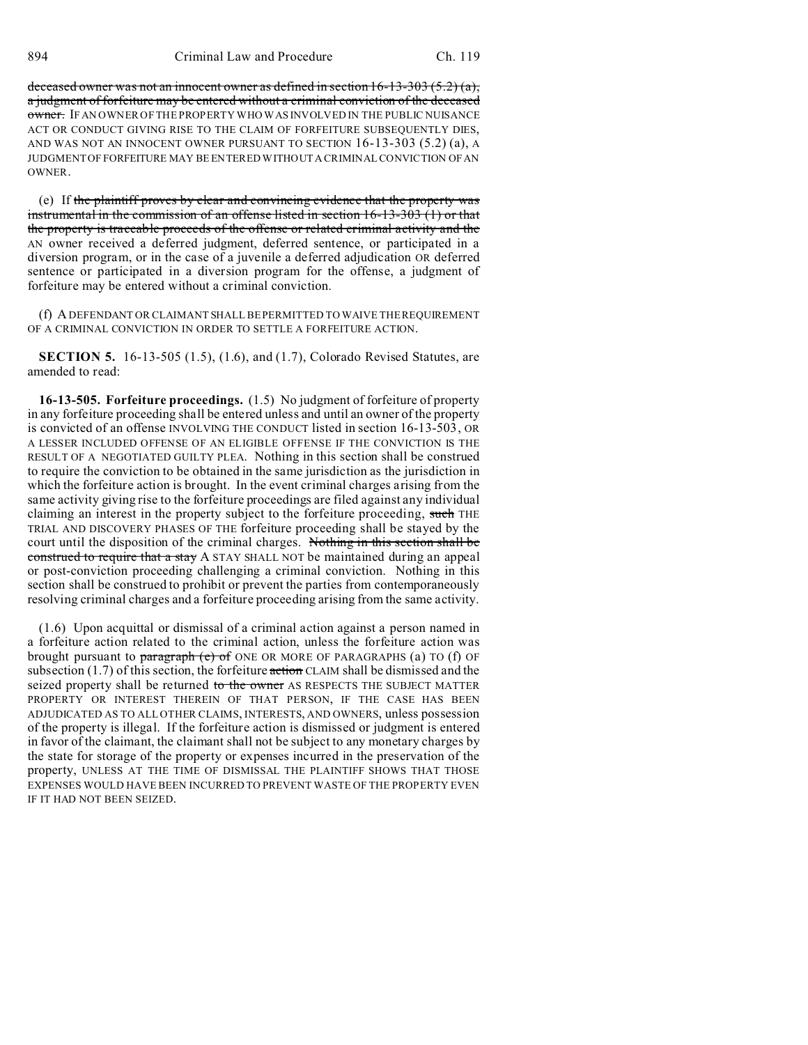~~deceased owner was not an innocent owner as defined in section 16-13-303 (5.2) (a), a judgment of forfeiture may be entered without a criminal conviction of the deceased owner.~~ IF AN OWNER OF THE PROPERTY WHO WAS INVOLVED IN THE PUBLIC NUISANCE ACT OR CONDUCT GIVING RISE TO THE CLAIM OF FORFEITURE SUBSEQUENTLY DIES, AND WAS NOT AN INNOCENT OWNER PURSUANT TO SECTION 16-13-303 (5.2) (a), A JUDGMENT OF FORFEITURE MAY BE ENTERED WITHOUT A CRIMINAL CONVICTION OF AN OWNER.

(e) If ~~the plaintiff proves by clear and convincing evidence that the property was instrumental in the commission of an offense listed in section 16-13-303 (1) or that the property is traceable proceeds of the offense or related criminal activity and the~~ AN owner received a deferred judgment, deferred sentence, or participated in a diversion program, or in the case of a juvenile a deferred adjudication OR deferred sentence or participated in a diversion program for the offense, a judgment of forfeiture may be entered without a criminal conviction.

(f) A DEFENDANT OR CLAIMANT SHALL BE PERMITTED TO WAIVE THE REQUIREMENT OF A CRIMINAL CONVICTION IN ORDER TO SETTLE A FORFEITURE ACTION.

**SECTION 5.** 16-13-505 (1.5), (1.6), and (1.7), Colorado Revised Statutes, are amended to read:

**16-13-505. Forfeiture proceedings.** (1.5) No judgment of forfeiture of property in any forfeiture proceeding shall be entered unless and until an owner of the property is convicted of an offense INVOLVING THE CONDUCT listed in section 16-13-503, OR A LESSER INCLUDED OFFENSE OF AN ELIGIBLE OFFENSE IF THE CONVICTION IS THE RESULT OF A NEGOTIATED GUILTY PLEA. Nothing in this section shall be construed to require the conviction to be obtained in the same jurisdiction as the jurisdiction in which the forfeiture action is brought. In the event criminal charges arising from the same activity giving rise to the forfeiture proceedings are filed against any individual claiming an interest in the property subject to the forfeiture proceeding, ~~such~~ THE TRIAL AND DISCOVERY PHASES OF THE forfeiture proceeding shall be stayed by the court until the disposition of the criminal charges. ~~Nothing in this section shall be construed to require that a stay~~ A STAY SHALL NOT be maintained during an appeal or post-conviction proceeding challenging a criminal conviction. Nothing in this section shall be construed to prohibit or prevent the parties from contemporaneously resolving criminal charges and a forfeiture proceeding arising from the same activity.

(1.6) Upon acquittal or dismissal of a criminal action against a person named in a forfeiture action related to the criminal action, unless the forfeiture action was brought pursuant to ~~paragraph (c) of~~ ONE OR MORE OF PARAGRAPHS (a) TO (f) OF subsection (1.7) of this section, the forfeiture ~~action~~ CLAIM shall be dismissed and the seized property shall be returned ~~to the owner~~ AS RESPECTS THE SUBJECT MATTER PROPERTY OR INTEREST THEREIN OF THAT PERSON, IF THE CASE HAS BEEN ADJUDICATED AS TO ALL OTHER CLAIMS, INTERESTS, AND OWNERS, unless possession of the property is illegal. If the forfeiture action is dismissed or judgment is entered in favor of the claimant, the claimant shall not be subject to any monetary charges by the state for storage of the property or expenses incurred in the preservation of the property, UNLESS AT THE TIME OF DISMISSAL THE PLAINTIFF SHOWS THAT THOSE EXPENSES WOULD HAVE BEEN INCURRED TO PREVENT WASTE OF THE PROPERTY EVEN IF IT HAD NOT BEEN SEIZED.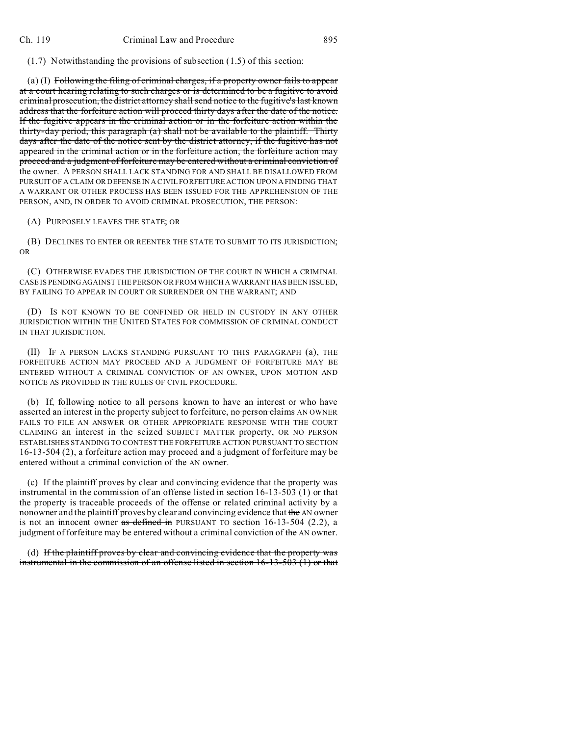(1.7) Notwithstanding the provisions of subsection (1.5) of this section:

(a) (I) ~~Following the filing of criminal charges, if a property owner fails to appear at a court hearing relating to such charges or is determined to be a fugitive to avoid criminal prosecution, the district attorney shall send notice to the fugitive's last known address that the forfeiture action will proceed thirty days after the date of the notice. If the fugitive appears in the criminal action or in the forfeiture action within the thirty-day period, this paragraph (a) shall not be available to the plaintiff. Thirty days after the date of the notice sent by the district attorney, if the fugitive has not appeared in the criminal action or in the forfeiture action, the forfeiture action may proceed and a judgment of forfeiture may be entered without a criminal conviction of the owner.~~ A PERSON SHALL LACK STANDING FOR AND SHALL BE DISALLOWED FROM PURSUIT OF A CLAIM OR DEFENSE IN A CIVIL FORFEITURE ACTION UPON A FINDING THAT A WARRANT OR OTHER PROCESS HAS BEEN ISSUED FOR THE APPREHENSION OF THE PERSON, AND, IN ORDER TO AVOID CRIMINAL PROSECUTION, THE PERSON:

(A) PURPOSELY LEAVES THE STATE; OR

(B) DECLINES TO ENTER OR REENTER THE STATE TO SUBMIT TO ITS JURISDICTION; OR

(C) OTHERWISE EVADES THE JURISDICTION OF THE COURT IN WHICH A CRIMINAL CASE IS PENDING AGAINST THE PERSON OR FROM WHICH A WARRANT HAS BEEN ISSUED, BY FAILING TO APPEAR IN COURT OR SURRENDER ON THE WARRANT; AND

(D) IS NOT KNOWN TO BE CONFINED OR HELD IN CUSTODY IN ANY OTHER JURISDICTION WITHIN THE UNITED STATES FOR COMMISSION OF CRIMINAL CONDUCT IN THAT JURISDICTION.

(II) IF A PERSON LACKS STANDING PURSUANT TO THIS PARAGRAPH (a), THE FORFEITURE ACTION MAY PROCEED AND A JUDGMENT OF FORFEITURE MAY BE ENTERED WITHOUT A CRIMINAL CONVICTION OF AN OWNER, UPON MOTION AND NOTICE AS PROVIDED IN THE RULES OF CIVIL PROCEDURE.

(b) If, following notice to all persons known to have an interest or who have asserted an interest in the property subject to forfeiture, ~~no person claims~~ AN OWNER FAILS TO FILE AN ANSWER OR OTHER APPROPRIATE RESPONSE WITH THE COURT CLAIMING an interest in the ~~seized~~ SUBJECT MATTER property, OR NO PERSON ESTABLISHES STANDING TO CONTEST THE FORFEITURE ACTION PURSUANT TO SECTION 16-13-504 (2), a forfeiture action may proceed and a judgment of forfeiture may be entered without a criminal conviction of ~~the~~ AN owner.

(c) If the plaintiff proves by clear and convincing evidence that the property was instrumental in the commission of an offense listed in section 16-13-503 (1) or that the property is traceable proceeds of the offense or related criminal activity by a nonowner and the plaintiff proves by clear and convincing evidence that ~~the~~ AN owner is not an innocent owner ~~as defined in~~ PURSUANT TO section 16-13-504 (2.2), a judgment of forfeiture may be entered without a criminal conviction of ~~the~~ AN owner.

(d) ~~If the plaintiff proves by clear and convincing evidence that the property was instrumental in the commission of an offense listed in section 16-13-503 (1) or that~~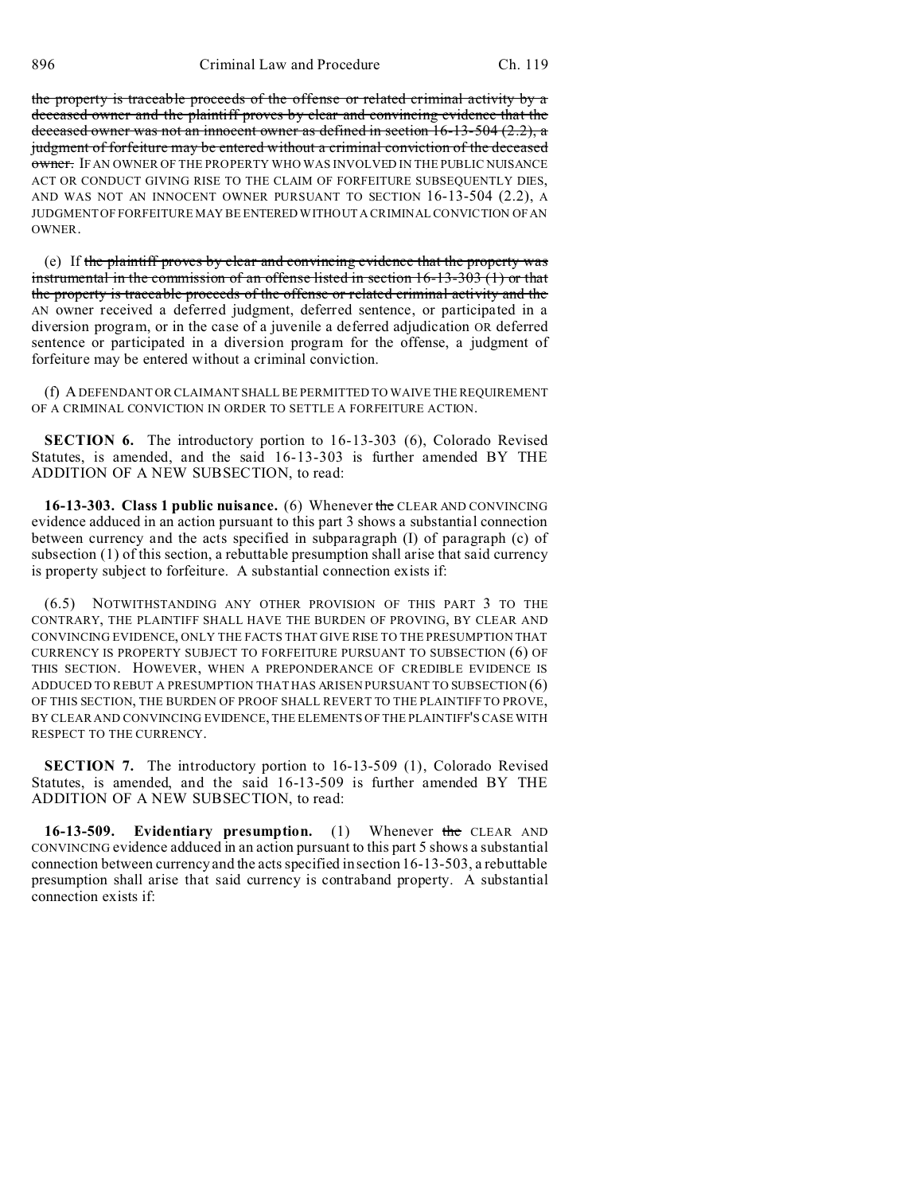~~the property is traceable proceeds of the offense or related criminal activity by a deceased owner and the plaintiff proves by clear and convincing evidence that the deceased owner was not an innocent owner as defined in section 16-13-504 (2.2), a judgment of forfeiture may be entered without a criminal conviction of the deceased owner.~~ IF AN OWNER OF THE PROPERTY WHO WAS INVOLVED IN THE PUBLIC NUISANCE ACT OR CONDUCT GIVING RISE TO THE CLAIM OF FORFEITURE SUBSEQUENTLY DIES, AND WAS NOT AN INNOCENT OWNER PURSUANT TO SECTION 16-13-504 (2.2), A JUDGMENT OF FORFEITURE MAY BE ENTERED WITHOUT A CRIMINAL CONVICTION OF AN OWNER.

(e) If ~~the plaintiff proves by clear and convincing evidence that the property was instrumental in the commission of an offense listed in section 16-13-303 (1) or that the property is traceable proceeds of the offense or related criminal activity and the~~ AN owner received a deferred judgment, deferred sentence, or participated in a diversion program, or in the case of a juvenile a deferred adjudication OR deferred sentence or participated in a diversion program for the offense, a judgment of forfeiture may be entered without a criminal conviction.

(f) A DEFENDANT OR CLAIMANT SHALL BE PERMITTED TO WAIVE THE REQUIREMENT OF A CRIMINAL CONVICTION IN ORDER TO SETTLE A FORFEITURE ACTION.

**SECTION 6.** The introductory portion to 16-13-303 (6), Colorado Revised Statutes, is amended, and the said 16-13-303 is further amended BY THE ADDITION OF A NEW SUBSECTION, to read:

**16-13-303. Class 1 public nuisance.** (6) Whenever ~~the~~ CLEAR AND CONVINCING evidence adduced in an action pursuant to this part 3 shows a substantial connection between currency and the acts specified in subparagraph (I) of paragraph (c) of subsection (1) of this section, a rebuttable presumption shall arise that said currency is property subject to forfeiture. A substantial connection exists if:

(6.5) NOTWITHSTANDING ANY OTHER PROVISION OF THIS PART 3 TO THE CONTRARY, THE PLAINTIFF SHALL HAVE THE BURDEN OF PROVING, BY CLEAR AND CONVINCING EVIDENCE, ONLY THE FACTS THAT GIVE RISE TO THE PRESUMPTION THAT CURRENCY IS PROPERTY SUBJECT TO FORFEITURE PURSUANT TO SUBSECTION (6) OF THIS SECTION. HOWEVER, WHEN A PREPONDERANCE OF CREDIBLE EVIDENCE IS ADDUCED TO REBUT A PRESUMPTION THAT HAS ARISEN PURSUANT TO SUBSECTION (6) OF THIS SECTION, THE BURDEN OF PROOF SHALL REVERT TO THE PLAINTIFF TO PROVE, BY CLEAR AND CONVINCING EVIDENCE, THE ELEMENTS OF THE PLAINTIFF'S CASE WITH RESPECT TO THE CURRENCY.

**SECTION 7.** The introductory portion to 16-13-509 (1), Colorado Revised Statutes, is amended, and the said 16-13-509 is further amended BY THE ADDITION OF A NEW SUBSECTION, to read:

**16-13-509. Evidentiary presumption.** (1) Whenever ~~the~~ CLEAR AND CONVINCING evidence adduced in an action pursuant to this part 5 shows a substantial connection between currency and the acts specified in section 16-13-503, a rebuttable presumption shall arise that said currency is contraband property. A substantial connection exists if: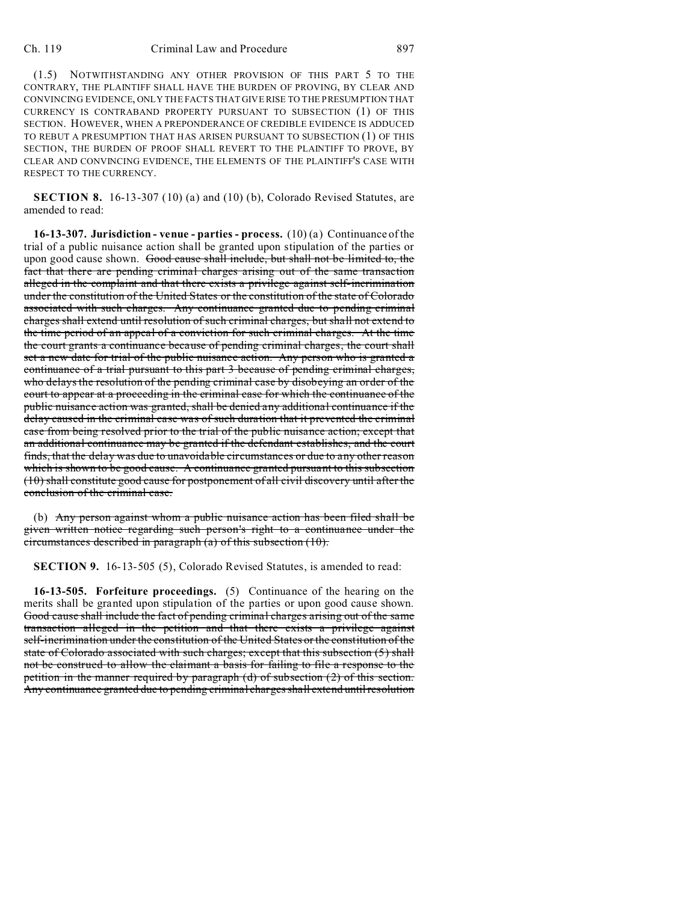(1.5) NOTWITHSTANDING ANY OTHER PROVISION OF THIS PART 5 TO THE CONTRARY, THE PLAINTIFF SHALL HAVE THE BURDEN OF PROVING, BY CLEAR AND CONVINCING EVIDENCE, ONLY THE FACTS THAT GIVE RISE TO THE PRESUMPTION THAT CURRENCY IS CONTRABAND PROPERTY PURSUANT TO SUBSECTION (1) OF THIS SECTION. HOWEVER, WHEN A PREPONDERANCE OF CREDIBLE EVIDENCE IS ADDUCED TO REBUT A PRESUMPTION THAT HAS ARISEN PURSUANT TO SUBSECTION (1) OF THIS SECTION, THE BURDEN OF PROOF SHALL REVERT TO THE PLAINTIFF TO PROVE, BY CLEAR AND CONVINCING EVIDENCE, THE ELEMENTS OF THE PLAINTIFF'S CASE WITH RESPECT TO THE CURRENCY.

**SECTION 8.** 16-13-307 (10) (a) and (10) (b), Colorado Revised Statutes, are amended to read:

**16-13-307. Jurisdiction - venue - parties - process.** (10) (a) Continuance of the trial of a public nuisance action shall be granted upon stipulation of the parties or upon good cause shown. ~~Good cause shall include, but shall not be limited to, the fact that there are pending criminal charges arising out of the same transaction alleged in the complaint and that there exists a privilege against self-incrimination under the constitution of the United States or the constitution of the state of Colorado associated with such charges. Any continuance granted due to pending criminal charges shall extend until resolution of such criminal charges, but shall not extend to the time period of an appeal of a conviction for such criminal charges. At the time the court grants a continuance because of pending criminal charges, the court shall set a new date for trial of the public nuisance action. Any person who is granted a continuance of a trial pursuant to this part 3 because of pending criminal charges, who delays the resolution of the pending criminal case by disobeying an order of the court to appear at a proceeding in the criminal case for which the continuance of the public nuisance action was granted, shall be denied any additional continuance if the delay caused in the criminal case was of such duration that it prevented the criminal case from being resolved prior to the trial of the public nuisance action; except that an additional continuance may be granted if the defendant establishes, and the court finds, that the delay was due to unavoidable circumstances or due to any other reason which is shown to be good cause. A continuance granted pursuant to this subsection (10) shall constitute good cause for postponement of all civil discovery until after the conclusion of the criminal case.~~

(b) ~~Any person against whom a public nuisance action has been filed shall be given written notice regarding such person's right to a continuance under the circumstances described in paragraph (a) of this subsection (10).~~

**SECTION 9.** 16-13-505 (5), Colorado Revised Statutes, is amended to read:

**16-13-505. Forfeiture proceedings.** (5) Continuance of the hearing on the merits shall be granted upon stipulation of the parties or upon good cause shown. ~~Good cause shall include the fact of pending criminal charges arising out of the same transaction alleged in the petition and that there exists a privilege against self-incrimination under the constitution of the United States or the constitution of the state of Colorado associated with such charges; except that this subsection (5) shall not be construed to allow the claimant a basis for failing to file a response to the petition in the manner required by paragraph (d) of subsection (2) of this section. Any continuance granted due to pending criminal charges shall extend until resolution~~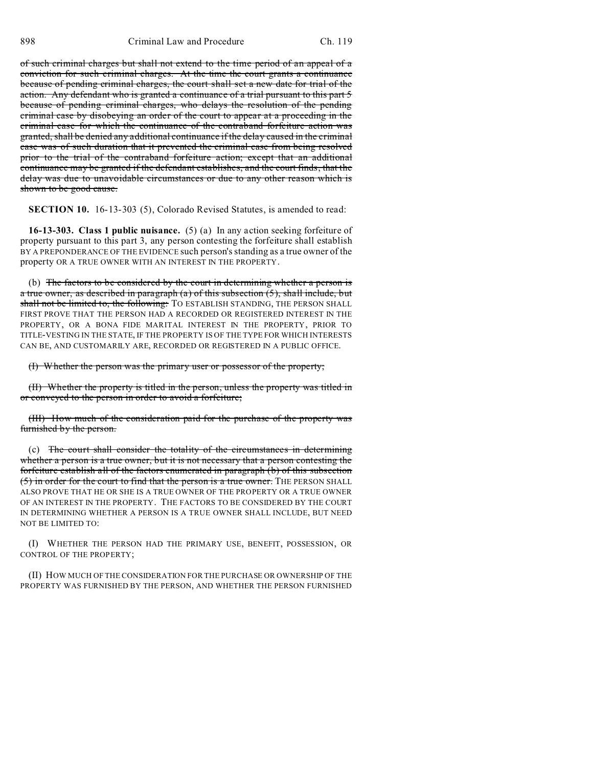of such criminal charges but shall not extend to the time period of an appeal of a conviction for such criminal charges. At the time the court grants a continuance because of pending criminal charges, the court shall set a new date for trial of the action. Any defendant who is granted a continuance of a trial pursuant to this part 5 because of pending criminal charges, who delays the resolution of the pending criminal case by disobeying an order of the court to appear at a proceeding in the criminal case for which the continuance of the contraband forfeiture action was granted, shall be denied any additional continuance if the delay caused in the criminal case was of such duration that it prevented the criminal case from being resolved prior to the trial of the contraband forfeiture action; except that an additional continuance may be granted if the defendant establishes, and the court finds, that the delay was due to unavoidable circumstances or due to any other reason which is shown to be good cause.

**SECTION 10.** 16-13-303 (5), Colorado Revised Statutes, is amended to read:

**16-13-303. Class 1 public nuisance.** (5) (a) In any action seeking forfeiture of property pursuant to this part 3, any person contesting the forfeiture shall establish BY A PREPONDERANCE OF THE EVIDENCE such person's standing as a true owner of the property OR A TRUE OWNER WITH AN INTEREST IN THE PROPERTY.

(b) The factors to be considered by the court in determining whether a person is a true owner, as described in paragraph (a) of this subsection (5), shall include, but shall not be limited to, the following: TO ESTABLISH STANDING, THE PERSON SHALL FIRST PROVE THAT THE PERSON HAD A RECORDED OR REGISTERED INTEREST IN THE PROPERTY, OR A BONA FIDE MARITAL INTEREST IN THE PROPERTY, PRIOR TO TITLE-VESTING IN THE STATE, IF THE PROPERTY IS OF THE TYPE FOR WHICH INTERESTS CAN BE, AND CUSTOMARILY ARE, RECORDED OR REGISTERED IN A PUBLIC OFFICE.

(I) Whether the person was the primary user or possessor of the property;

(II) Whether the property is titled in the person, unless the property was titled in or conveyed to the person in order to avoid a forfeiture;

(III) How much of the consideration paid for the purchase of the property was furnished by the person.

(c) The court shall consider the totality of the circumstances in determining whether a person is a true owner, but it is not necessary that a person contesting the forfeiture establish all of the factors enumerated in paragraph (b) of this subsection (5) in order for the court to find that the person is a true owner. THE PERSON SHALL ALSO PROVE THAT HE OR SHE IS A TRUE OWNER OF THE PROPERTY OR A TRUE OWNER OF AN INTEREST IN THE PROPERTY. THE FACTORS TO BE CONSIDERED BY THE COURT IN DETERMINING WHETHER A PERSON IS A TRUE OWNER SHALL INCLUDE, BUT NEED NOT BE LIMITED TO:

(I) WHETHER THE PERSON HAD THE PRIMARY USE, BENEFIT, POSSESSION, OR CONTROL OF THE PROPERTY;

(II) HOW MUCH OF THE CONSIDERATION FOR THE PURCHASE OR OWNERSHIP OF THE PROPERTY WAS FURNISHED BY THE PERSON, AND WHETHER THE PERSON FURNISHED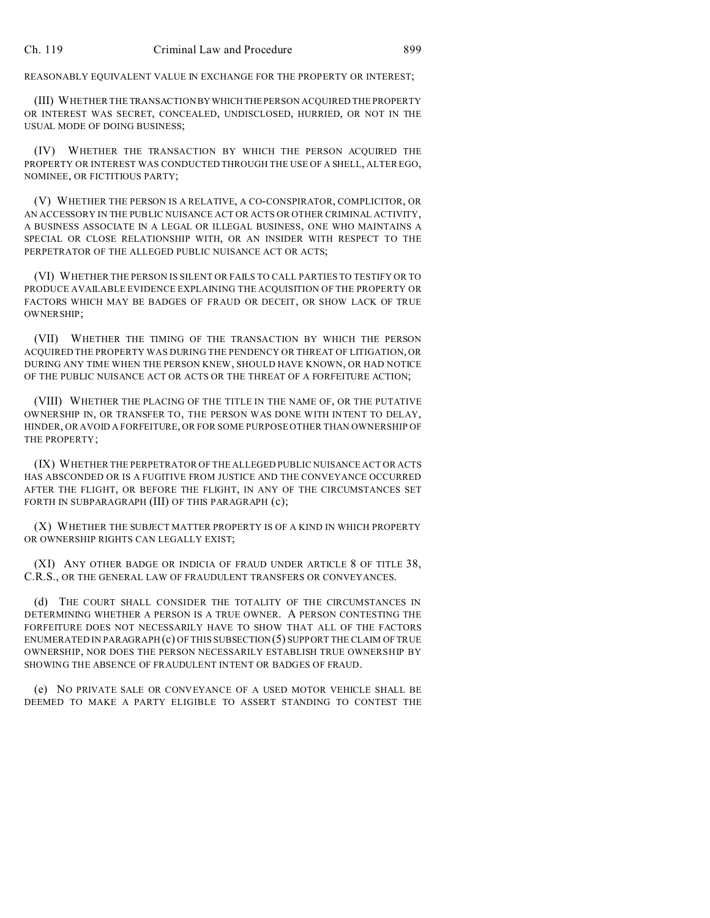REASONABLY EQUIVALENT VALUE IN EXCHANGE FOR THE PROPERTY OR INTEREST;

(III) WHETHER THE TRANSACTION BY WHICH THE PERSON ACQUIRED THE PROPERTY OR INTEREST WAS SECRET, CONCEALED, UNDISCLOSED, HURRIED, OR NOT IN THE USUAL MODE OF DOING BUSINESS;

(IV) WHETHER THE TRANSACTION BY WHICH THE PERSON ACQUIRED THE PROPERTY OR INTEREST WAS CONDUCTED THROUGH THE USE OF A SHELL, ALTER EGO, NOMINEE, OR FICTITIOUS PARTY;

(V) WHETHER THE PERSON IS A RELATIVE, A CO-CONSPIRATOR, COMPLICITOR, OR AN ACCESSORY IN THE PUBLIC NUISANCE ACT OR ACTS OR OTHER CRIMINAL ACTIVITY, A BUSINESS ASSOCIATE IN A LEGAL OR ILLEGAL BUSINESS, ONE WHO MAINTAINS A SPECIAL OR CLOSE RELATIONSHIP WITH, OR AN INSIDER WITH RESPECT TO THE PERPETRATOR OF THE ALLEGED PUBLIC NUISANCE ACT OR ACTS;

(VI) WHETHER THE PERSON IS SILENT OR FAILS TO CALL PARTIES TO TESTIFY OR TO PRODUCE AVAILABLE EVIDENCE EXPLAINING THE ACQUISITION OF THE PROPERTY OR FACTORS WHICH MAY BE BADGES OF FRAUD OR DECEIT, OR SHOW LACK OF TRUE OWNERSHIP;

(VII) WHETHER THE TIMING OF THE TRANSACTION BY WHICH THE PERSON ACQUIRED THE PROPERTY WAS DURING THE PENDENCY OR THREAT OF LITIGATION, OR DURING ANY TIME WHEN THE PERSON KNEW, SHOULD HAVE KNOWN, OR HAD NOTICE OF THE PUBLIC NUISANCE ACT OR ACTS OR THE THREAT OF A FORFEITURE ACTION;

(VIII) WHETHER THE PLACING OF THE TITLE IN THE NAME OF, OR THE PUTATIVE OWNERSHIP IN, OR TRANSFER TO, THE PERSON WAS DONE WITH INTENT TO DELAY, HINDER, OR AVOID A FORFEITURE, OR FOR SOME PURPOSE OTHER THAN OWNERSHIP OF THE PROPERTY;

(IX) WHETHER THE PERPETRATOR OF THE ALLEGED PUBLIC NUISANCE ACT OR ACTS HAS ABSCONDED OR IS A FUGITIVE FROM JUSTICE AND THE CONVEYANCE OCCURRED AFTER THE FLIGHT, OR BEFORE THE FLIGHT, IN ANY OF THE CIRCUMSTANCES SET FORTH IN SUBPARAGRAPH (III) OF THIS PARAGRAPH (c);

(X) WHETHER THE SUBJECT MATTER PROPERTY IS OF A KIND IN WHICH PROPERTY OR OWNERSHIP RIGHTS CAN LEGALLY EXIST;

(XI) ANY OTHER BADGE OR INDICIA OF FRAUD UNDER ARTICLE 8 OF TITLE 38, C.R.S., OR THE GENERAL LAW OF FRAUDULENT TRANSFERS OR CONVEYANCES.

(d) THE COURT SHALL CONSIDER THE TOTALITY OF THE CIRCUMSTANCES IN DETERMINING WHETHER A PERSON IS A TRUE OWNER. A PERSON CONTESTING THE FORFEITURE DOES NOT NECESSARILY HAVE TO SHOW THAT ALL OF THE FACTORS ENUMERATED IN PARAGRAPH (c) OF THIS SUBSECTION (5) SUPPORT THE CLAIM OF TRUE OWNERSHIP, NOR DOES THE PERSON NECESSARILY ESTABLISH TRUE OWNERSHIP BY SHOWING THE ABSENCE OF FRAUDULENT INTENT OR BADGES OF FRAUD.

(e) NO PRIVATE SALE OR CONVEYANCE OF A USED MOTOR VEHICLE SHALL BE DEEMED TO MAKE A PARTY ELIGIBLE TO ASSERT STANDING TO CONTEST THE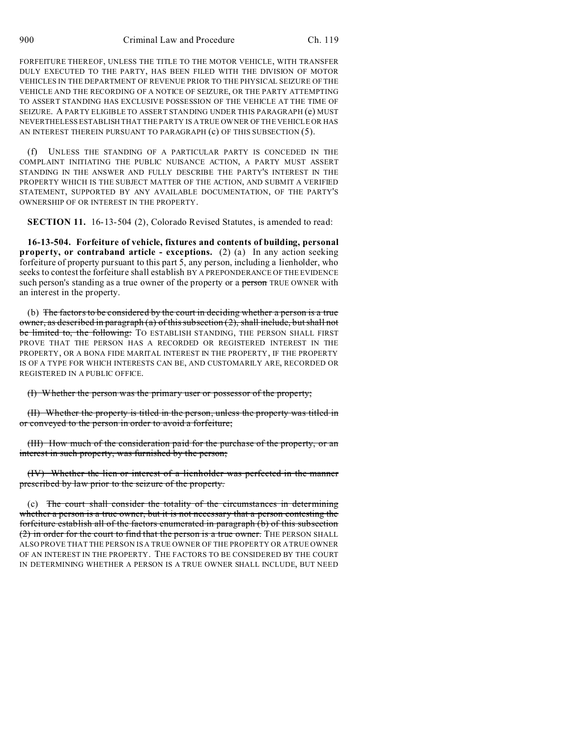FORFEITURE THEREOF, UNLESS THE TITLE TO THE MOTOR VEHICLE, WITH TRANSFER DULY EXECUTED TO THE PARTY, HAS BEEN FILED WITH THE DIVISION OF MOTOR VEHICLES IN THE DEPARTMENT OF REVENUE PRIOR TO THE PHYSICAL SEIZURE OF THE VEHICLE AND THE RECORDING OF A NOTICE OF SEIZURE, OR THE PARTY ATTEMPTING TO ASSERT STANDING HAS EXCLUSIVE POSSESSION OF THE VEHICLE AT THE TIME OF SEIZURE. A PARTY ELIGIBLE TO ASSERT STANDING UNDER THIS PARAGRAPH (e) MUST NEVERTHELESS ESTABLISH THAT THE PARTY IS A TRUE OWNER OF THE VEHICLE OR HAS AN INTEREST THEREIN PURSUANT TO PARAGRAPH (c) OF THIS SUBSECTION (5).

(f) UNLESS THE STANDING OF A PARTICULAR PARTY IS CONCEDED IN THE COMPLAINT INITIATING THE PUBLIC NUISANCE ACTION, A PARTY MUST ASSERT STANDING IN THE ANSWER AND FULLY DESCRIBE THE PARTY'S INTEREST IN THE PROPERTY WHICH IS THE SUBJECT MATTER OF THE ACTION, AND SUBMIT A VERIFIED STATEMENT, SUPPORTED BY ANY AVAILABLE DOCUMENTATION, OF THE PARTY'S OWNERSHIP OF OR INTEREST IN THE PROPERTY.

**SECTION 11.** 16-13-504 (2), Colorado Revised Statutes, is amended to read:

**16-13-504. Forfeiture of vehicle, fixtures and contents of building, personal property, or contraband article - exceptions.** (2) (a) In any action seeking forfeiture of property pursuant to this part 5, any person, including a lienholder, who seeks to contest the forfeiture shall establish BY A PREPONDERANCE OF THE EVIDENCE such person's standing as a true owner of the property or a ~~person~~ TRUE OWNER with an interest in the property.

(b) ~~The factors to be considered by the court in deciding whether a person is a true owner, as described in paragraph (a) of this subsection (2), shall include, but shall not be limited to, the following:~~ TO ESTABLISH STANDING, THE PERSON SHALL FIRST PROVE THAT THE PERSON HAS A RECORDED OR REGISTERED INTEREST IN THE PROPERTY, OR A BONA FIDE MARITAL INTEREST IN THE PROPERTY, IF THE PROPERTY IS OF A TYPE FOR WHICH INTERESTS CAN BE, AND CUSTOMARILY ARE, RECORDED OR REGISTERED IN A PUBLIC OFFICE.

~~(I) Whether the person was the primary user or possessor of the property;~~

~~(II) Whether the property is titled in the person, unless the property was titled in or conveyed to the person in order to avoid a forfeiture;~~

~~(III) How much of the consideration paid for the purchase of the property, or an interest in such property, was furnished by the person;~~

~~(IV) Whether the lien or interest of a lienholder was perfected in the manner prescribed by law prior to the seizure of the property.~~

(c) ~~The court shall consider the totality of the circumstances in determining whether a person is a true owner, but it is not necessary that a person contesting the forfeiture establish all of the factors enumerated in paragraph (b) of this subsection (2) in order for the court to find that the person is a true owner.~~ THE PERSON SHALL ALSO PROVE THAT THE PERSON IS A TRUE OWNER OF THE PROPERTY OR A TRUE OWNER OF AN INTEREST IN THE PROPERTY. THE FACTORS TO BE CONSIDERED BY THE COURT IN DETERMINING WHETHER A PERSON IS A TRUE OWNER SHALL INCLUDE, BUT NEED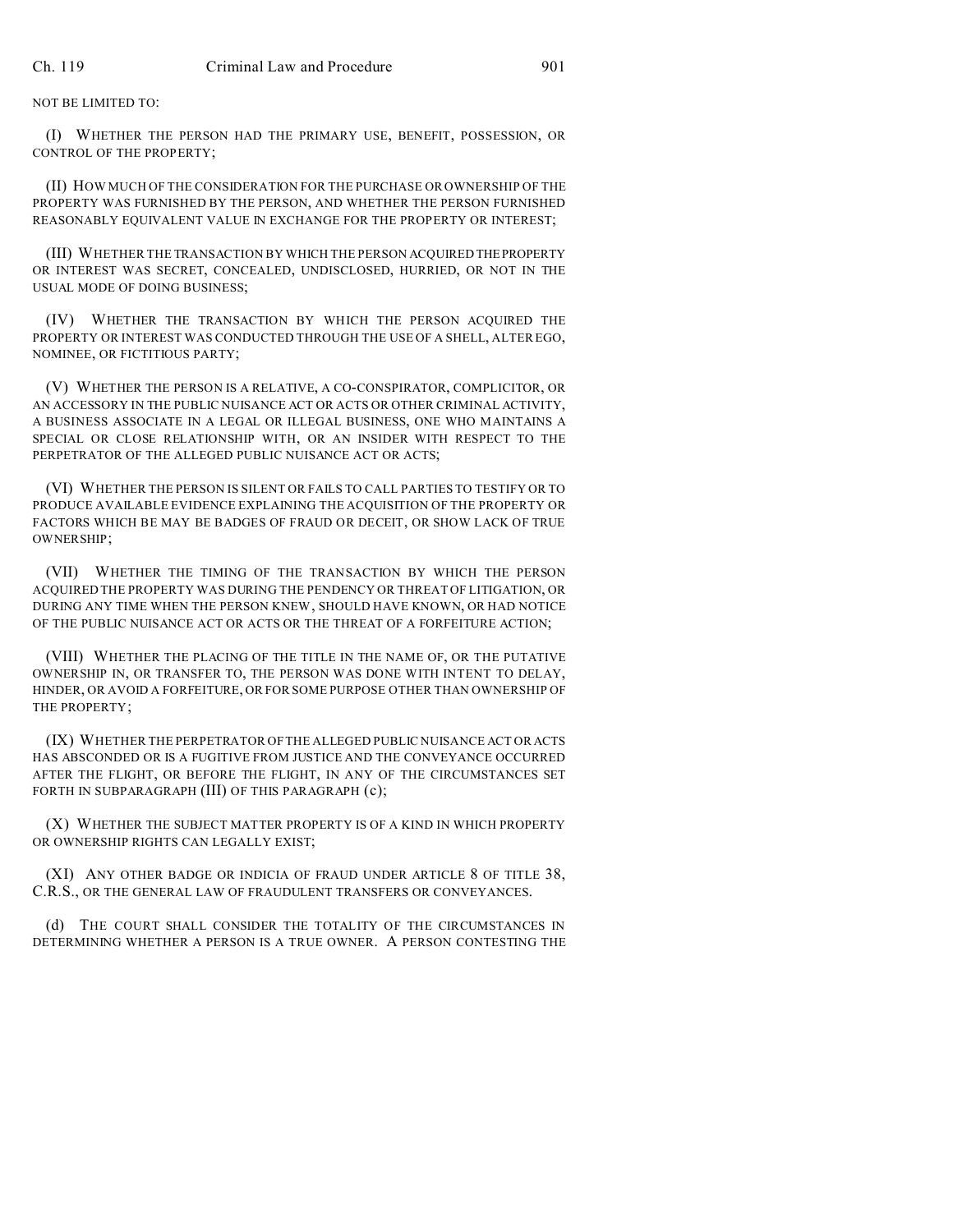NOT BE LIMITED TO:

(I) WHETHER THE PERSON HAD THE PRIMARY USE, BENEFIT, POSSESSION, OR CONTROL OF THE PROPERTY;

(II) HOW MUCH OF THE CONSIDERATION FOR THE PURCHASE OR OWNERSHIP OF THE PROPERTY WAS FURNISHED BY THE PERSON, AND WHETHER THE PERSON FURNISHED REASONABLY EQUIVALENT VALUE IN EXCHANGE FOR THE PROPERTY OR INTEREST;

(III) WHETHER THE TRANSACTION BY WHICH THE PERSON ACQUIRED THE PROPERTY OR INTEREST WAS SECRET, CONCEALED, UNDISCLOSED, HURRIED, OR NOT IN THE USUAL MODE OF DOING BUSINESS;

(IV) WHETHER THE TRANSACTION BY WHICH THE PERSON ACQUIRED THE PROPERTY OR INTEREST WAS CONDUCTED THROUGH THE USE OF A SHELL, ALTER EGO, NOMINEE, OR FICTITIOUS PARTY;

(V) WHETHER THE PERSON IS A RELATIVE, A CO-CONSPIRATOR, COMPLICITOR, OR AN ACCESSORY IN THE PUBLIC NUISANCE ACT OR ACTS OR OTHER CRIMINAL ACTIVITY, A BUSINESS ASSOCIATE IN A LEGAL OR ILLEGAL BUSINESS, ONE WHO MAINTAINS A SPECIAL OR CLOSE RELATIONSHIP WITH, OR AN INSIDER WITH RESPECT TO THE PERPETRATOR OF THE ALLEGED PUBLIC NUISANCE ACT OR ACTS;

(VI) WHETHER THE PERSON IS SILENT OR FAILS TO CALL PARTIES TO TESTIFY OR TO PRODUCE AVAILABLE EVIDENCE EXPLAINING THE ACQUISITION OF THE PROPERTY OR FACTORS WHICH BE MAY BE BADGES OF FRAUD OR DECEIT, OR SHOW LACK OF TRUE OWNERSHIP;

(VII) WHETHER THE TIMING OF THE TRANSACTION BY WHICH THE PERSON ACQUIRED THE PROPERTY WAS DURING THE PENDENCY OR THREAT OF LITIGATION, OR DURING ANY TIME WHEN THE PERSON KNEW, SHOULD HAVE KNOWN, OR HAD NOTICE OF THE PUBLIC NUISANCE ACT OR ACTS OR THE THREAT OF A FORFEITURE ACTION;

(VIII) WHETHER THE PLACING OF THE TITLE IN THE NAME OF, OR THE PUTATIVE OWNERSHIP IN, OR TRANSFER TO, THE PERSON WAS DONE WITH INTENT TO DELAY, HINDER, OR AVOID A FORFEITURE, OR FOR SOME PURPOSE OTHER THAN OWNERSHIP OF THE PROPERTY;

(IX) WHETHER THE PERPETRATOR OF THE ALLEGED PUBLIC NUISANCE ACT OR ACTS HAS ABSCONDED OR IS A FUGITIVE FROM JUSTICE AND THE CONVEYANCE OCCURRED AFTER THE FLIGHT, OR BEFORE THE FLIGHT, IN ANY OF THE CIRCUMSTANCES SET FORTH IN SUBPARAGRAPH (III) OF THIS PARAGRAPH (c);

(X) WHETHER THE SUBJECT MATTER PROPERTY IS OF A KIND IN WHICH PROPERTY OR OWNERSHIP RIGHTS CAN LEGALLY EXIST;

(XI) ANY OTHER BADGE OR INDICIA OF FRAUD UNDER ARTICLE 8 OF TITLE 38, C.R.S., OR THE GENERAL LAW OF FRAUDULENT TRANSFERS OR CONVEYANCES.

(d) THE COURT SHALL CONSIDER THE TOTALITY OF THE CIRCUMSTANCES IN DETERMINING WHETHER A PERSON IS A TRUE OWNER. A PERSON CONTESTING THE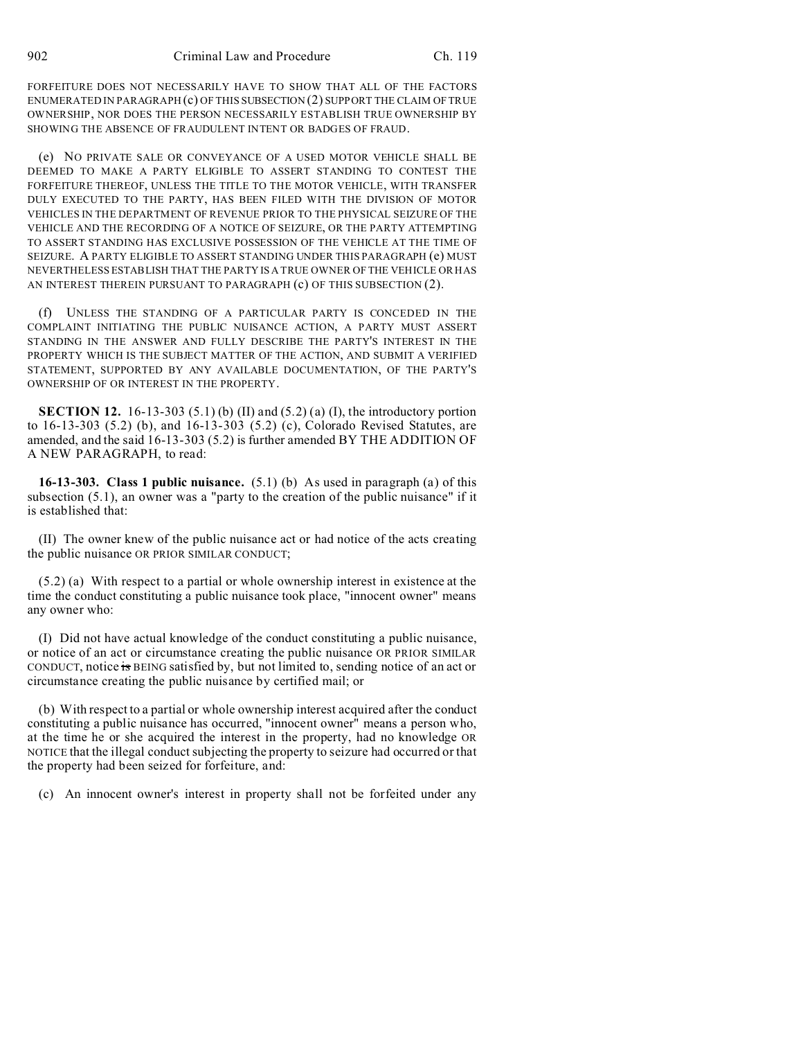FORFEITURE DOES NOT NECESSARILY HAVE TO SHOW THAT ALL OF THE FACTORS ENUMERATED IN PARAGRAPH (c) OF THIS SUBSECTION (2) SUPPORT THE CLAIM OF TRUE OWNERSHIP, NOR DOES THE PERSON NECESSARILY ESTABLISH TRUE OWNERSHIP BY SHOWING THE ABSENCE OF FRAUDULENT INTENT OR BADGES OF FRAUD.

(e) NO PRIVATE SALE OR CONVEYANCE OF A USED MOTOR VEHICLE SHALL BE DEEMED TO MAKE A PARTY ELIGIBLE TO ASSERT STANDING TO CONTEST THE FORFEITURE THEREOF, UNLESS THE TITLE TO THE MOTOR VEHICLE, WITH TRANSFER DULY EXECUTED TO THE PARTY, HAS BEEN FILED WITH THE DIVISION OF MOTOR VEHICLES IN THE DEPARTMENT OF REVENUE PRIOR TO THE PHYSICAL SEIZURE OF THE VEHICLE AND THE RECORDING OF A NOTICE OF SEIZURE, OR THE PARTY ATTEMPTING TO ASSERT STANDING HAS EXCLUSIVE POSSESSION OF THE VEHICLE AT THE TIME OF SEIZURE. A PARTY ELIGIBLE TO ASSERT STANDING UNDER THIS PARAGRAPH (e) MUST NEVERTHELESS ESTABLISH THAT THE PARTY IS A TRUE OWNER OF THE VEHICLE OR HAS AN INTEREST THEREIN PURSUANT TO PARAGRAPH (c) OF THIS SUBSECTION (2).

(f) UNLESS THE STANDING OF A PARTICULAR PARTY IS CONCEDED IN THE COMPLAINT INITIATING THE PUBLIC NUISANCE ACTION, A PARTY MUST ASSERT STANDING IN THE ANSWER AND FULLY DESCRIBE THE PARTY'S INTEREST IN THE PROPERTY WHICH IS THE SUBJECT MATTER OF THE ACTION, AND SUBMIT A VERIFIED STATEMENT, SUPPORTED BY ANY AVAILABLE DOCUMENTATION, OF THE PARTY'S OWNERSHIP OF OR INTEREST IN THE PROPERTY.

**SECTION 12.** 16-13-303 (5.1) (b) (II) and (5.2) (a) (I), the introductory portion to 16-13-303 (5.2) (b), and 16-13-303 (5.2) (c), Colorado Revised Statutes, are amended, and the said 16-13-303 (5.2) is further amended BY THE ADDITION OF A NEW PARAGRAPH, to read:

**16-13-303. Class 1 public nuisance.** (5.1) (b) As used in paragraph (a) of this subsection (5.1), an owner was a "party to the creation of the public nuisance" if it is established that:

(II) The owner knew of the public nuisance act or had notice of the acts creating the public nuisance OR PRIOR SIMILAR CONDUCT;

(5.2) (a) With respect to a partial or whole ownership interest in existence at the time the conduct constituting a public nuisance took place, "innocent owner" means any owner who:

(I) Did not have actual knowledge of the conduct constituting a public nuisance, or notice of an act or circumstance creating the public nuisance OR PRIOR SIMILAR CONDUCT, notice ~~is~~ BEING satisfied by, but not limited to, sending notice of an act or circumstance creating the public nuisance by certified mail; or

(b) With respect to a partial or whole ownership interest acquired after the conduct constituting a public nuisance has occurred, "innocent owner" means a person who, at the time he or she acquired the interest in the property, had no knowledge OR NOTICE that the illegal conduct subjecting the property to seizure had occurred or that the property had been seized for forfeiture, and:

(c) An innocent owner's interest in property shall not be forfeited under any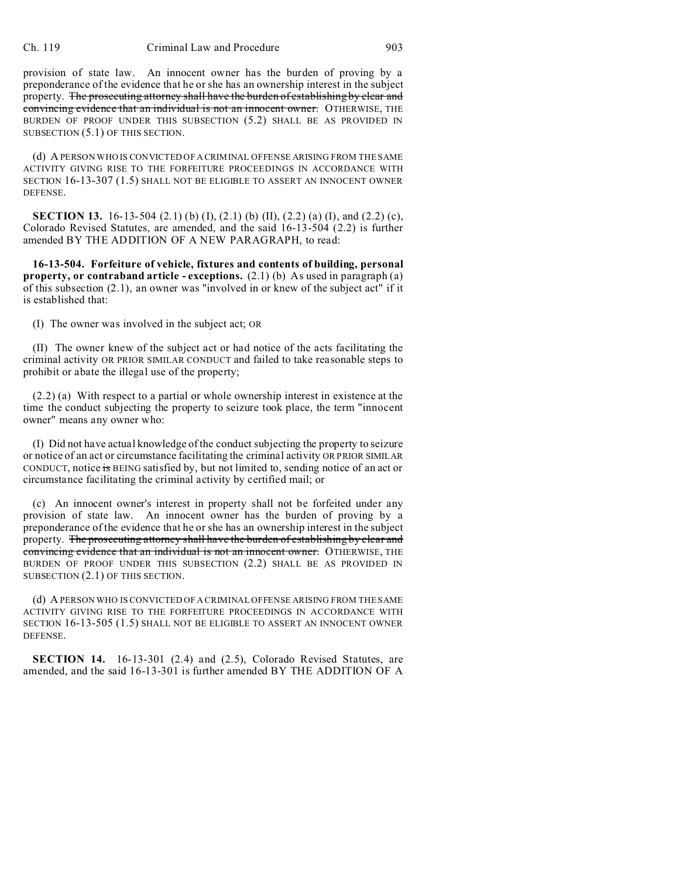provision of state law. An innocent owner has the burden of proving by a preponderance of the evidence that he or she has an ownership interest in the subject property. ~~The prosecuting attorney shall have the burden of establishing by clear and convincing evidence that an individual is not an innocent owner.~~ OTHERWISE, THE BURDEN OF PROOF UNDER THIS SUBSECTION (5.2) SHALL BE AS PROVIDED IN SUBSECTION (5.1) OF THIS SECTION.

(d) A PERSON WHO IS CONVICTED OF A CRIMINAL OFFENSE ARISING FROM THE SAME ACTIVITY GIVING RISE TO THE FORFEITURE PROCEEDINGS IN ACCORDANCE WITH SECTION 16-13-307 (1.5) SHALL NOT BE ELIGIBLE TO ASSERT AN INNOCENT OWNER DEFENSE.

**SECTION 13.** 16-13-504 (2.1) (b) (I), (2.1) (b) (II), (2.2) (a) (I), and (2.2) (c), Colorado Revised Statutes, are amended, and the said 16-13-504 (2.2) is further amended BY THE ADDITION OF A NEW PARAGRAPH, to read:

**16-13-504. Forfeiture of vehicle, fixtures and contents of building, personal property, or contraband article - exceptions.** (2.1) (b) As used in paragraph (a) of this subsection (2.1), an owner was "involved in or knew of the subject act" if it is established that:

(I) The owner was involved in the subject act; OR

(II) The owner knew of the subject act or had notice of the acts facilitating the criminal activity OR PRIOR SIMILAR CONDUCT and failed to take reasonable steps to prohibit or abate the illegal use of the property;

(2.2) (a) With respect to a partial or whole ownership interest in existence at the time the conduct subjecting the property to seizure took place, the term "innocent owner" means any owner who:

(I) Did not have actual knowledge of the conduct subjecting the property to seizure or notice of an act or circumstance facilitating the criminal activity OR PRIOR SIMILAR CONDUCT, notice ~~is~~ BEING satisfied by, but not limited to, sending notice of an act or circumstance facilitating the criminal activity by certified mail; or

(c) An innocent owner's interest in property shall not be forfeited under any provision of state law. An innocent owner has the burden of proving by a preponderance of the evidence that he or she has an ownership interest in the subject property. ~~The prosecuting attorney shall have the burden of establishing by clear and convincing evidence that an individual is not an innocent owner.~~ OTHERWISE, THE BURDEN OF PROOF UNDER THIS SUBSECTION (2.2) SHALL BE AS PROVIDED IN SUBSECTION (2.1) OF THIS SECTION.

(d) A PERSON WHO IS CONVICTED OF A CRIMINAL OFFENSE ARISING FROM THE SAME ACTIVITY GIVING RISE TO THE FORFEITURE PROCEEDINGS IN ACCORDANCE WITH SECTION 16-13-505 (1.5) SHALL NOT BE ELIGIBLE TO ASSERT AN INNOCENT OWNER DEFENSE.

**SECTION 14.** 16-13-301 (2.4) and (2.5), Colorado Revised Statutes, are amended, and the said 16-13-301 is further amended BY THE ADDITION OF A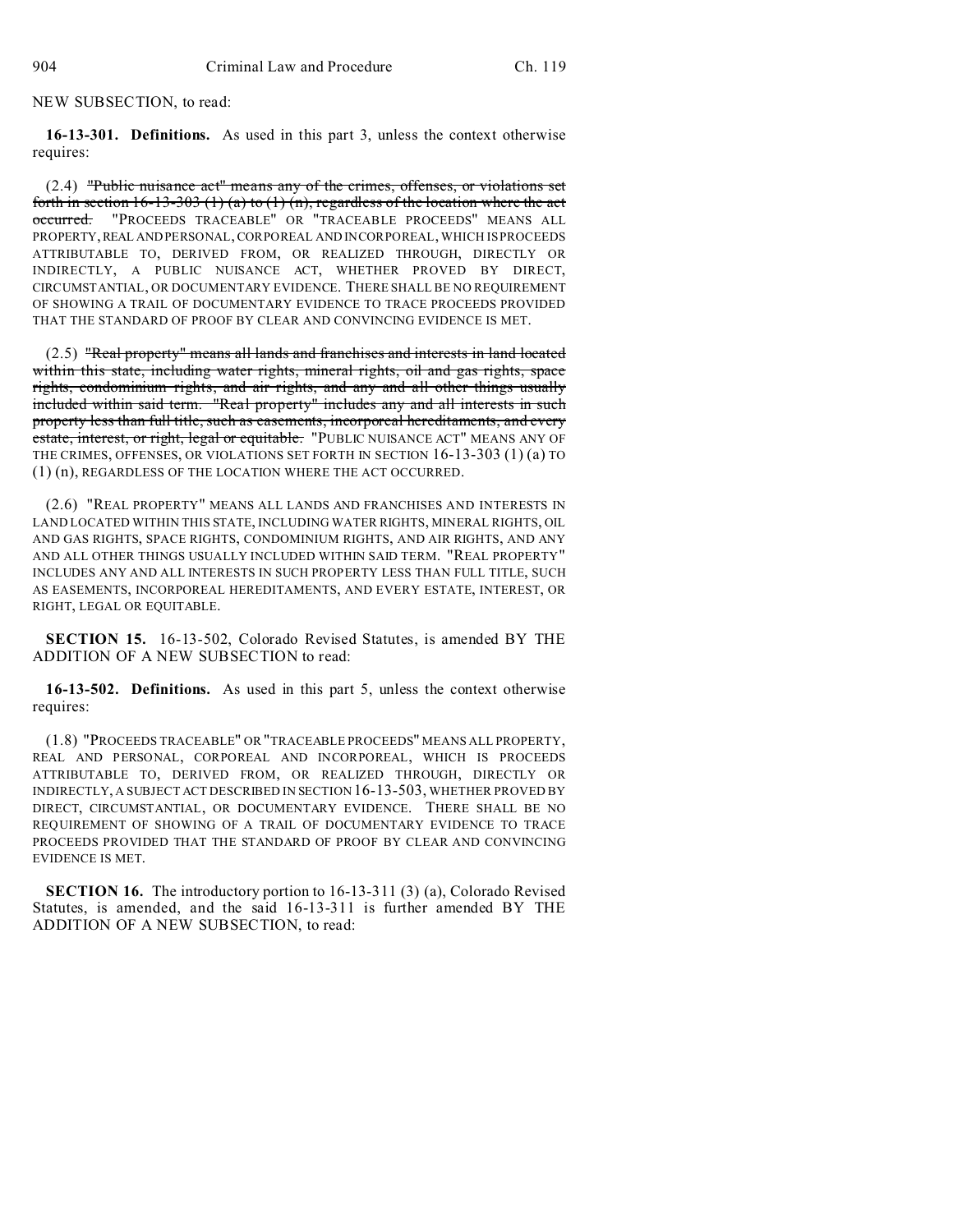NEW SUBSECTION, to read:

**16-13-301. Definitions.** As used in this part 3, unless the context otherwise requires:

(2.4) ~~"Public nuisance act" means any of the crimes, offenses, or violations set forth in section 16-13-303 (1) (a) to (1) (n), regardless of the location where the act occurred.~~ "PROCEEDS TRACEABLE" OR "TRACEABLE PROCEEDS" MEANS ALL PROPERTY, REAL AND PERSONAL, CORPOREAL AND INCORPOREAL, WHICH IS PROCEEDS ATTRIBUTABLE TO, DERIVED FROM, OR REALIZED THROUGH, DIRECTLY OR INDIRECTLY, A PUBLIC NUISANCE ACT, WHETHER PROVED BY DIRECT, CIRCUMSTANTIAL, OR DOCUMENTARY EVIDENCE. THERE SHALL BE NO REQUIREMENT OF SHOWING A TRAIL OF DOCUMENTARY EVIDENCE TO TRACE PROCEEDS PROVIDED THAT THE STANDARD OF PROOF BY CLEAR AND CONVINCING EVIDENCE IS MET.

(2.5) ~~"Real property" means all lands and franchises and interests in land located within this state, including water rights, mineral rights, oil and gas rights, space rights, condominium rights, and air rights, and any and all other things usually included within said term. "Real property" includes any and all interests in such property less than full title, such as easements, incorporeal hereditaments, and every estate, interest, or right, legal or equitable.~~ "PUBLIC NUISANCE ACT" MEANS ANY OF THE CRIMES, OFFENSES, OR VIOLATIONS SET FORTH IN SECTION 16-13-303 (1) (a) TO (1) (n), REGARDLESS OF THE LOCATION WHERE THE ACT OCCURRED.

(2.6) "REAL PROPERTY" MEANS ALL LANDS AND FRANCHISES AND INTERESTS IN LAND LOCATED WITHIN THIS STATE, INCLUDING WATER RIGHTS, MINERAL RIGHTS, OIL AND GAS RIGHTS, SPACE RIGHTS, CONDOMINIUM RIGHTS, AND AIR RIGHTS, AND ANY AND ALL OTHER THINGS USUALLY INCLUDED WITHIN SAID TERM. "REAL PROPERTY" INCLUDES ANY AND ALL INTERESTS IN SUCH PROPERTY LESS THAN FULL TITLE, SUCH AS EASEMENTS, INCORPOREAL HEREDITAMENTS, AND EVERY ESTATE, INTEREST, OR RIGHT, LEGAL OR EQUITABLE.

**SECTION 15.** 16-13-502, Colorado Revised Statutes, is amended BY THE ADDITION OF A NEW SUBSECTION to read:

**16-13-502. Definitions.** As used in this part 5, unless the context otherwise requires:

(1.8) "PROCEEDS TRACEABLE" OR "TRACEABLE PROCEEDS" MEANS ALL PROPERTY, REAL AND PERSONAL, CORPOREAL AND INCORPOREAL, WHICH IS PROCEEDS ATTRIBUTABLE TO, DERIVED FROM, OR REALIZED THROUGH, DIRECTLY OR INDIRECTLY, A SUBJECT ACT DESCRIBED IN SECTION 16-13-503, WHETHER PROVED BY DIRECT, CIRCUMSTANTIAL, OR DOCUMENTARY EVIDENCE. THERE SHALL BE NO REQUIREMENT OF SHOWING OF A TRAIL OF DOCUMENTARY EVIDENCE TO TRACE PROCEEDS PROVIDED THAT THE STANDARD OF PROOF BY CLEAR AND CONVINCING EVIDENCE IS MET.

**SECTION 16.** The introductory portion to 16-13-311 (3) (a), Colorado Revised Statutes, is amended, and the said 16-13-311 is further amended BY THE ADDITION OF A NEW SUBSECTION, to read: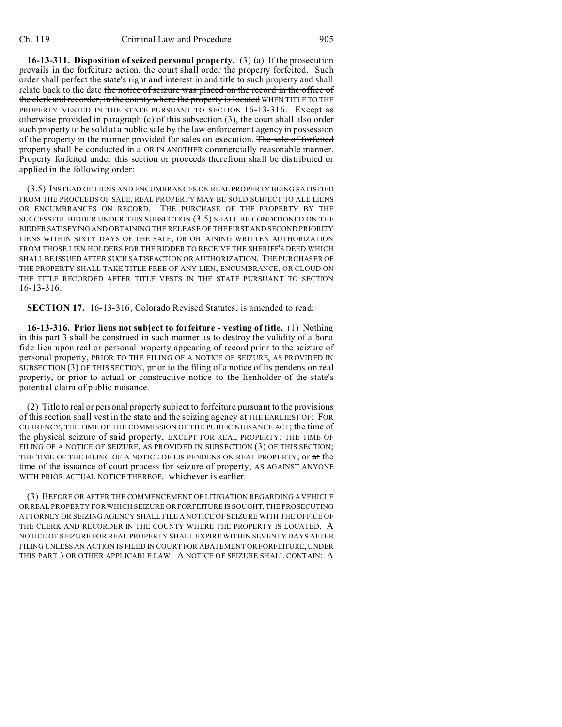**16-13-311. Disposition of seized personal property.** (3) (a) If the prosecution prevails in the forfeiture action, the court shall order the property forfeited. Such order shall perfect the state's right and interest in and title to such property and shall relate back to the date ~~the notice of seizure was placed on the record in the office of the clerk and recorder, in the county where the property is located~~ WHEN TITLE TO THE PROPERTY VESTED IN THE STATE PURSUANT TO SECTION 16-13-316. Except as otherwise provided in paragraph (c) of this subsection (3), the court shall also order such property to be sold at a public sale by the law enforcement agency in possession of the property in the manner provided for sales on execution, ~~The sale of forfeited property shall be conducted in a~~ OR IN ANOTHER commercially reasonable manner. Property forfeited under this section or proceeds therefrom shall be distributed or applied in the following order:

(3.5) INSTEAD OF LIENS AND ENCUMBRANCES ON REAL PROPERTY BEING SATISFIED FROM THE PROCEEDS OF SALE, REAL PROPERTY MAY BE SOLD SUBJECT TO ALL LIENS OR ENCUMBRANCES ON RECORD. THE PURCHASE OF THE PROPERTY BY THE SUCCESSFUL BIDDER UNDER THIS SUBSECTION (3.5) SHALL BE CONDITIONED ON THE BIDDER SATISFYING AND OBTAINING THE RELEASE OF THE FIRST AND SECOND PRIORITY LIENS WITHIN SIXTY DAYS OF THE SALE, OR OBTAINING WRITTEN AUTHORIZATION FROM THOSE LIEN HOLDERS FOR THE BIDDER TO RECEIVE THE SHERIFF'S DEED WHICH SHALL BE ISSUED AFTER SUCH SATISFACTION OR AUTHORIZATION. THE PURCHASER OF THE PROPERTY SHALL TAKE TITLE FREE OF ANY LIEN, ENCUMBRANCE, OR CLOUD ON THE TITLE RECORDED AFTER TITLE VESTS IN THE STATE PURSUANT TO SECTION 16-13-316.

**SECTION 17.** 16-13-316, Colorado Revised Statutes, is amended to read:

**16-13-316. Prior liens not subject to forfeiture - vesting of title.** (1) Nothing in this part 3 shall be construed in such manner as to destroy the validity of a bona fide lien upon real or personal property appearing of record prior to the seizure of personal property, PRIOR TO THE FILING OF A NOTICE OF SEIZURE, AS PROVIDED IN SUBSECTION (3) OF THIS SECTION, prior to the filing of a notice of lis pendens on real property, or prior to actual or constructive notice to the lienholder of the state's potential claim of public nuisance.

(2) Title to real or personal property subject to forfeiture pursuant to the provisions of this section shall vest in the state and the seizing agency at THE EARLIEST OF: FOR CURRENCY, THE TIME OF THE COMMISSION OF THE PUBLIC NUISANCE ACT; the time of the physical seizure of said property, EXCEPT FOR REAL PROPERTY; THE TIME OF FILING OF A NOTICE OF SEIZURE, AS PROVIDED IN SUBSECTION (3) OF THIS SECTION; THE TIME OF THE FILING OF A NOTICE OF LIS PENDENS ON REAL PROPERTY; or ~~at~~ the time of the issuance of court process for seizure of property, AS AGAINST ANYONE WITH PRIOR ACTUAL NOTICE THEREOF. ~~whichever is earlier.~~

(3) BEFORE OR AFTER THE COMMENCEMENT OF LITIGATION REGARDING A VEHICLE OR REAL PROPERTY FOR WHICH SEIZURE OR FORFEITURE IS SOUGHT, THE PROSECUTING ATTORNEY OR SEIZING AGENCY SHALL FILE A NOTICE OF SEIZURE WITH THE OFFICE OF THE CLERK AND RECORDER IN THE COUNTY WHERE THE PROPERTY IS LOCATED. A NOTICE OF SEIZURE FOR REAL PROPERTY SHALL EXPIRE WITHIN SEVENTY DAYS AFTER FILING UNLESS AN ACTION IS FILED IN COURT FOR ABATEMENT OR FORFEITURE, UNDER THIS PART 3 OR OTHER APPLICABLE LAW. A NOTICE OF SEIZURE SHALL CONTAIN: A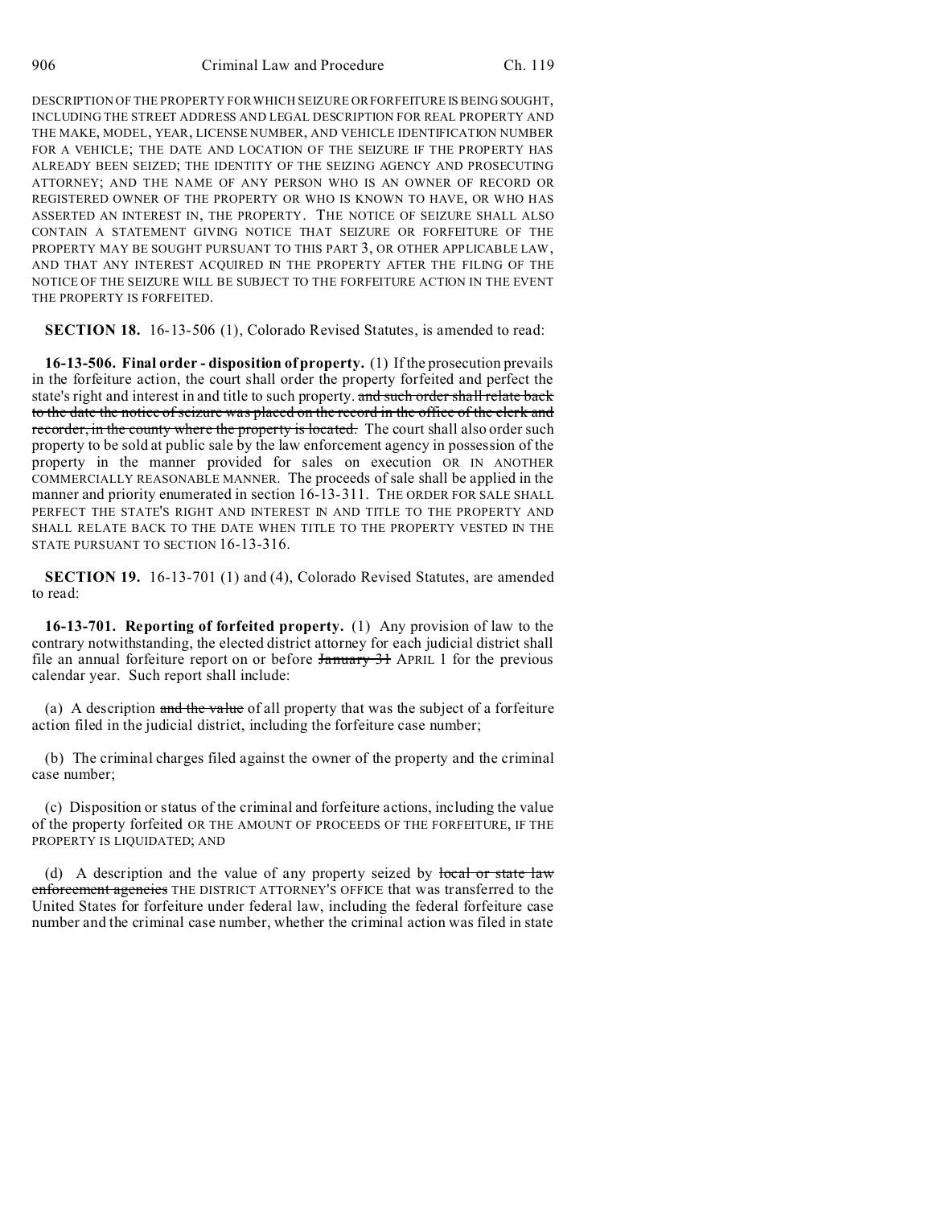DESCRIPTION OF THE PROPERTY FOR WHICH SEIZURE OR FORFEITURE IS BEING SOUGHT, INCLUDING THE STREET ADDRESS AND LEGAL DESCRIPTION FOR REAL PROPERTY AND THE MAKE, MODEL, YEAR, LICENSE NUMBER, AND VEHICLE IDENTIFICATION NUMBER FOR A VEHICLE; THE DATE AND LOCATION OF THE SEIZURE IF THE PROPERTY HAS ALREADY BEEN SEIZED; THE IDENTITY OF THE SEIZING AGENCY AND PROSECUTING ATTORNEY; AND THE NAME OF ANY PERSON WHO IS AN OWNER OF RECORD OR REGISTERED OWNER OF THE PROPERTY OR WHO IS KNOWN TO HAVE, OR WHO HAS ASSERTED AN INTEREST IN, THE PROPERTY. THE NOTICE OF SEIZURE SHALL ALSO CONTAIN A STATEMENT GIVING NOTICE THAT SEIZURE OR FORFEITURE OF THE PROPERTY MAY BE SOUGHT PURSUANT TO THIS PART 3, OR OTHER APPLICABLE LAW, AND THAT ANY INTEREST ACQUIRED IN THE PROPERTY AFTER THE FILING OF THE NOTICE OF THE SEIZURE WILL BE SUBJECT TO THE FORFEITURE ACTION IN THE EVENT THE PROPERTY IS FORFEITED.

**SECTION 18.** 16-13-506 (1), Colorado Revised Statutes, is amended to read:

**16-13-506. Final order - disposition of property.** (1) If the prosecution prevails in the forfeiture action, the court shall order the property forfeited and perfect the state's right and interest in and title to such property. ~~and such order shall relate back to the date the notice of seizure was placed on the record in the office of the clerk and recorder, in the county where the property is located.~~ The court shall also order such property to be sold at public sale by the law enforcement agency in possession of the property in the manner provided for sales on execution OR IN ANOTHER COMMERCIALLY REASONABLE MANNER. The proceeds of sale shall be applied in the manner and priority enumerated in section 16-13-311. THE ORDER FOR SALE SHALL PERFECT THE STATE'S RIGHT AND INTEREST IN AND TITLE TO THE PROPERTY AND SHALL RELATE BACK TO THE DATE WHEN TITLE TO THE PROPERTY VESTED IN THE STATE PURSUANT TO SECTION 16-13-316.

**SECTION 19.** 16-13-701 (1) and (4), Colorado Revised Statutes, are amended to read:

**16-13-701. Reporting of forfeited property.** (1) Any provision of law to the contrary notwithstanding, the elected district attorney for each judicial district shall file an annual forfeiture report on or before ~~January 31~~ APRIL 1 for the previous calendar year. Such report shall include:

(a) A description ~~and the value~~ of all property that was the subject of a forfeiture action filed in the judicial district, including the forfeiture case number;

(b) The criminal charges filed against the owner of the property and the criminal case number;

(c) Disposition or status of the criminal and forfeiture actions, including the value of the property forfeited OR THE AMOUNT OF PROCEEDS OF THE FORFEITURE, IF THE PROPERTY IS LIQUIDATED; AND

(d) A description and the value of any property seized by ~~local or state law enforcement agencies~~ THE DISTRICT ATTORNEY'S OFFICE that was transferred to the United States for forfeiture under federal law, including the federal forfeiture case number and the criminal case number, whether the criminal action was filed in state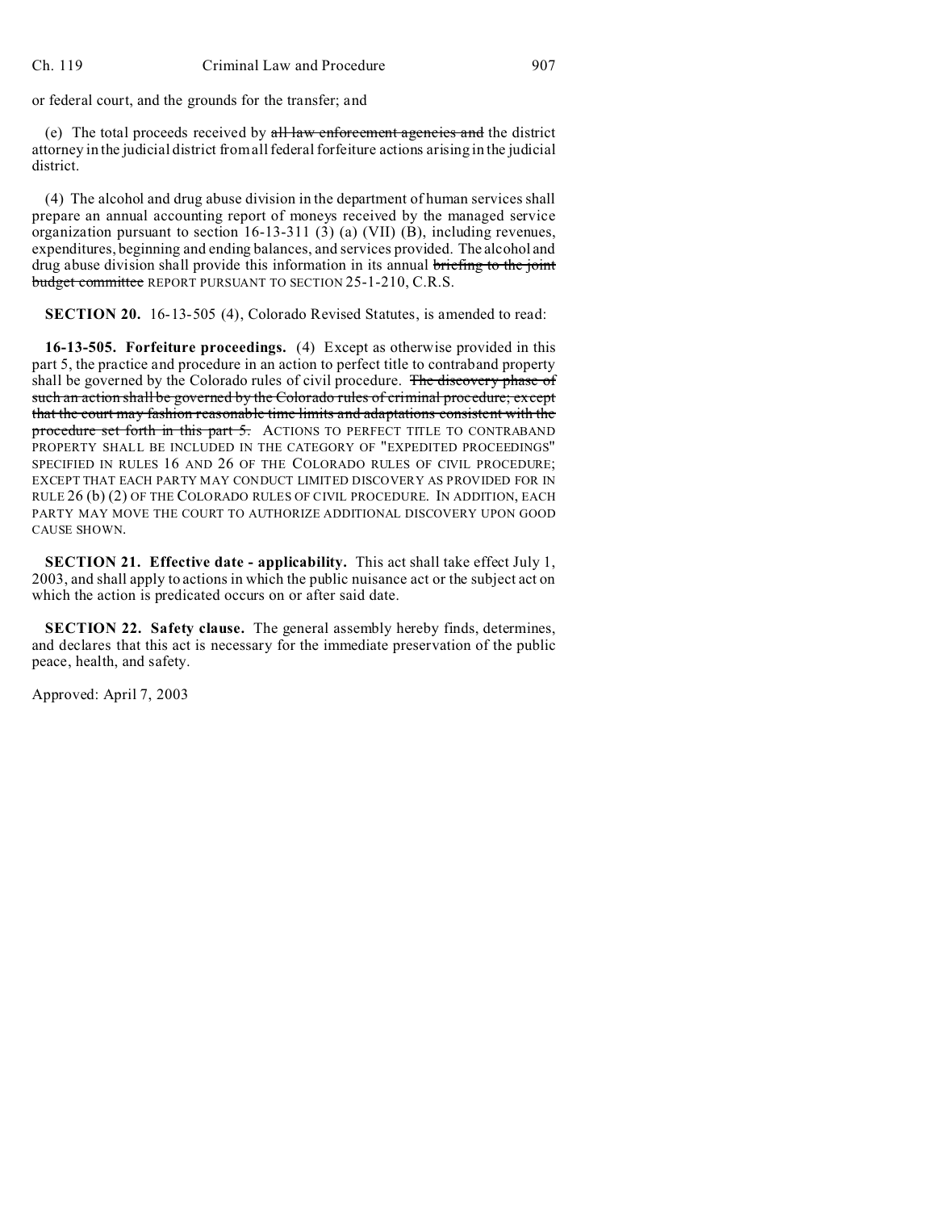or federal court, and the grounds for the transfer; and

(e) The total proceeds received by ~~all law enforcement agencies and~~ the district attorney in the judicial district from all federal forfeiture actions arising in the judicial district.

(4) The alcohol and drug abuse division in the department of human services shall prepare an annual accounting report of moneys received by the managed service organization pursuant to section 16-13-311 (3) (a) (VII) (B), including revenues, expenditures, beginning and ending balances, and services provided. The alcohol and drug abuse division shall provide this information in its annual ~~briefing to the joint budget committee~~ REPORT PURSUANT TO SECTION 25-1-210, C.R.S.

**SECTION 20.** 16-13-505 (4), Colorado Revised Statutes, is amended to read:

**16-13-505. Forfeiture proceedings.** (4) Except as otherwise provided in this part 5, the practice and procedure in an action to perfect title to contraband property shall be governed by the Colorado rules of civil procedure. ~~The discovery phase of such an action shall be governed by the Colorado rules of criminal procedure; except that the court may fashion reasonable time limits and adaptations consistent with the procedure set forth in this part 5.~~ ACTIONS TO PERFECT TITLE TO CONTRABAND PROPERTY SHALL BE INCLUDED IN THE CATEGORY OF "EXPEDITED PROCEEDINGS" SPECIFIED IN RULES 16 AND 26 OF THE COLORADO RULES OF CIVIL PROCEDURE; EXCEPT THAT EACH PARTY MAY CONDUCT LIMITED DISCOVERY AS PROVIDED FOR IN RULE 26 (b) (2) OF THE COLORADO RULES OF CIVIL PROCEDURE. IN ADDITION, EACH PARTY MAY MOVE THE COURT TO AUTHORIZE ADDITIONAL DISCOVERY UPON GOOD CAUSE SHOWN.

**SECTION 21. Effective date - applicability.** This act shall take effect July 1, 2003, and shall apply to actions in which the public nuisance act or the subject act on which the action is predicated occurs on or after said date.

**SECTION 22. Safety clause.** The general assembly hereby finds, determines, and declares that this act is necessary for the immediate preservation of the public peace, health, and safety.

Approved: April 7, 2003